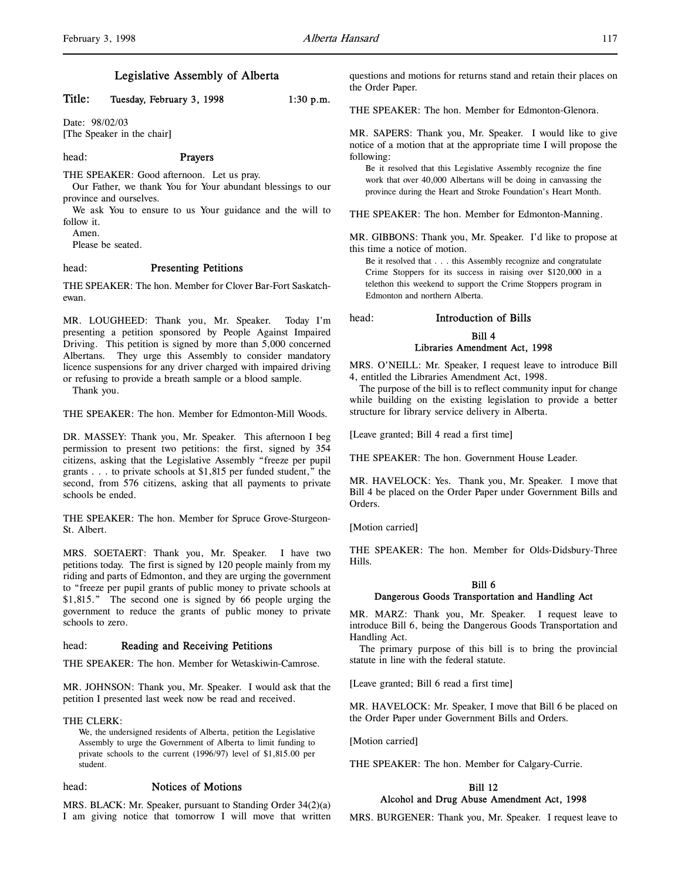# Legislative Assembly of Alberta

**Title: Tuesday, February 3, 1998 1:30 p.m.**

Date: 98/02/03
[The Speaker in the chair]

## head: Prayers

THE SPEAKER: Good afternoon. Let us pray.

Our Father, we thank You for Your abundant blessings to our province and ourselves.

We ask You to ensure to us Your guidance and the will to follow it.

Amen.

Please be seated.

## head: Presenting Petitions

THE SPEAKER: The hon. Member for Clover Bar-Fort Saskatchewan.

MR. LOUGHEED: Thank you, Mr. Speaker. Today I'm presenting a petition sponsored by People Against Impaired Driving. This petition is signed by more than 5,000 concerned Albertans. They urge this Assembly to consider mandatory licence suspensions for any driver charged with impaired driving or refusing to provide a breath sample or a blood sample.

Thank you.

THE SPEAKER: The hon. Member for Edmonton-Mill Woods.

DR. MASSEY: Thank you, Mr. Speaker. This afternoon I beg permission to present two petitions: the first, signed by 354 citizens, asking that the Legislative Assembly "freeze per pupil grants . . . to private schools at $1,815 per funded student," the second, from 576 citizens, asking that all payments to private schools be ended.

THE SPEAKER: The hon. Member for Spruce Grove-Sturgeon-St. Albert.

MRS. SOETAERT: Thank you, Mr. Speaker. I have two petitions today. The first is signed by 120 people mainly from my riding and parts of Edmonton, and they are urging the government to "freeze per pupil grants of public money to private schools at $1,815." The second one is signed by 66 people urging the government to reduce the grants of public money to private schools to zero.

## head: Reading and Receiving Petitions

THE SPEAKER: The hon. Member for Wetaskiwin-Camrose.

MR. JOHNSON: Thank you, Mr. Speaker. I would ask that the petition I presented last week now be read and received.

THE CLERK:

> We, the undersigned residents of Alberta, petition the Legislative Assembly to urge the Government of Alberta to limit funding to private schools to the current (1996/97) level of $1,815.00 per student.

## head: Notices of Motions

MRS. BLACK: Mr. Speaker, pursuant to Standing Order 34(2)(a) I am giving notice that tomorrow I will move that written questions and motions for returns stand and retain their places on the Order Paper.

THE SPEAKER: The hon. Member for Edmonton-Glenora.

MR. SAPERS: Thank you, Mr. Speaker. I would like to give notice of a motion that at the appropriate time I will propose the following:

> Be it resolved that this Legislative Assembly recognize the fine work that over 40,000 Albertans will be doing in canvassing the province during the Heart and Stroke Foundation's Heart Month.

THE SPEAKER: The hon. Member for Edmonton-Manning.

MR. GIBBONS: Thank you, Mr. Speaker. I'd like to propose at this time a notice of motion.

> Be it resolved that . . . this Assembly recognize and congratulate Crime Stoppers for its success in raising over $120,000 in a telethon this weekend to support the Crime Stoppers program in Edmonton and northern Alberta.

## head: Introduction of Bills

### Bill 4
### Libraries Amendment Act, 1998

MRS. O'NEILL: Mr. Speaker, I request leave to introduce Bill 4, entitled the Libraries Amendment Act, 1998.

The purpose of the bill is to reflect community input for change while building on the existing legislation to provide a better structure for library service delivery in Alberta.

[Leave granted; Bill 4 read a first time]

THE SPEAKER: The hon. Government House Leader.

MR. HAVELOCK: Yes. Thank you, Mr. Speaker. I move that Bill 4 be placed on the Order Paper under Government Bills and Orders.

[Motion carried]

THE SPEAKER: The hon. Member for Olds-Didsbury-Three Hills.

### Bill 6
### Dangerous Goods Transportation and Handling Act

MR. MARZ: Thank you, Mr. Speaker. I request leave to introduce Bill 6, being the Dangerous Goods Transportation and Handling Act.

The primary purpose of this bill is to bring the provincial statute in line with the federal statute.

[Leave granted; Bill 6 read a first time]

MR. HAVELOCK: Mr. Speaker, I move that Bill 6 be placed on the Order Paper under Government Bills and Orders.

[Motion carried]

THE SPEAKER: The hon. Member for Calgary-Currie.

### Bill 12
### Alcohol and Drug Abuse Amendment Act, 1998

MRS. BURGENER: Thank you, Mr. Speaker. I request leave to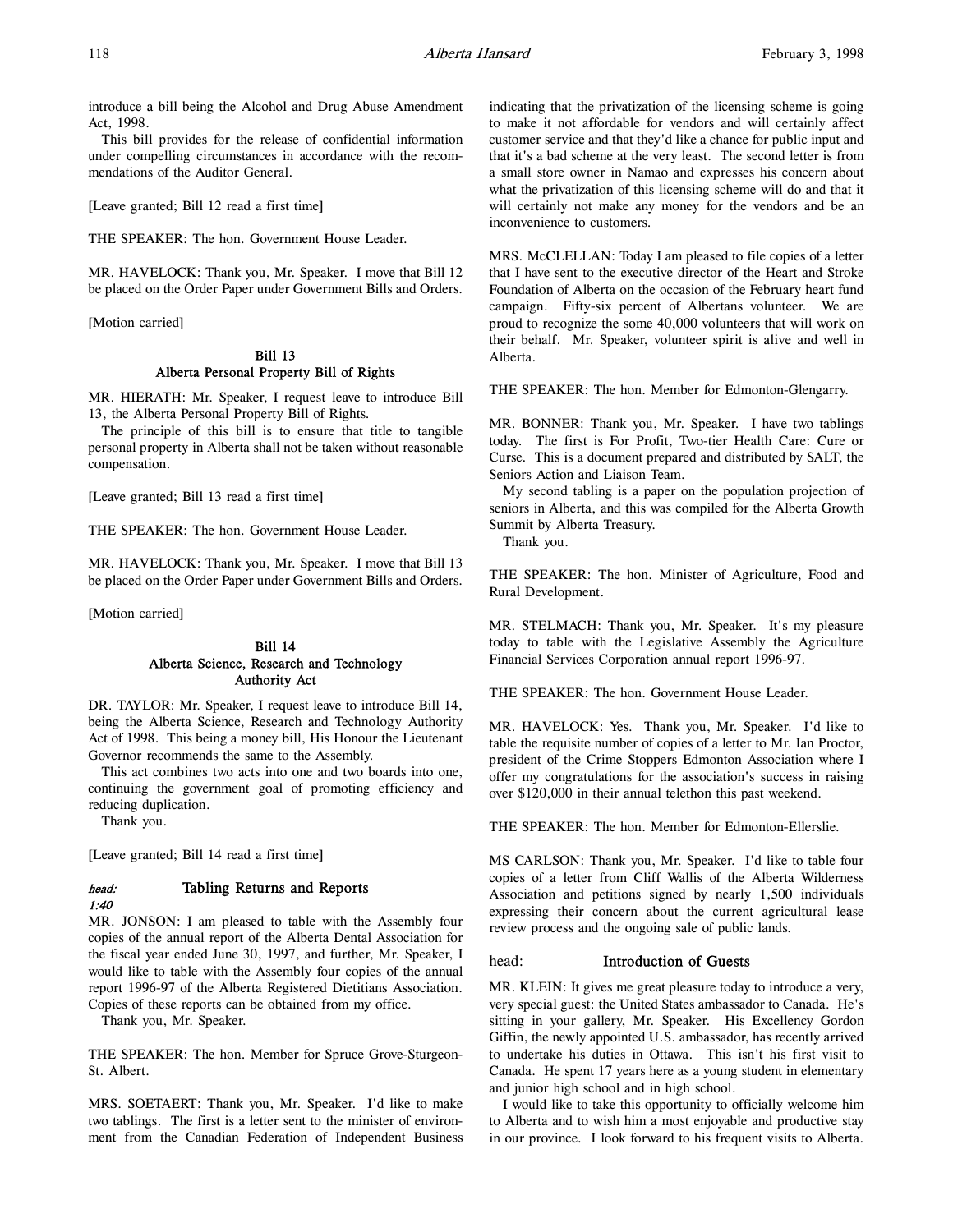introduce a bill being the Alcohol and Drug Abuse Amendment Act, 1998.

This bill provides for the release of confidential information under compelling circumstances in accordance with the recommendations of the Auditor General.

[Leave granted; Bill 12 read a first time]

THE SPEAKER: The hon. Government House Leader.

MR. HAVELOCK: Thank you, Mr. Speaker. I move that Bill 12 be placed on the Order Paper under Government Bills and Orders.

[Motion carried]

### Bill 13
### Alberta Personal Property Bill of Rights

MR. HIERATH: Mr. Speaker, I request leave to introduce Bill 13, the Alberta Personal Property Bill of Rights.

The principle of this bill is to ensure that title to tangible personal property in Alberta shall not be taken without reasonable compensation.

[Leave granted; Bill 13 read a first time]

THE SPEAKER: The hon. Government House Leader.

MR. HAVELOCK: Thank you, Mr. Speaker. I move that Bill 13 be placed on the Order Paper under Government Bills and Orders.

[Motion carried]

### Bill 14
### Alberta Science, Research and Technology Authority Act

DR. TAYLOR: Mr. Speaker, I request leave to introduce Bill 14, being the Alberta Science, Research and Technology Authority Act of 1998. This being a money bill, His Honour the Lieutenant Governor recommends the same to the Assembly.

This act combines two acts into one and two boards into one, continuing the government goal of promoting efficiency and reducing duplication.

Thank you.

[Leave granted; Bill 14 read a first time]

## *head:* Tabling Returns and Reports

*1:40*

MR. JONSON: I am pleased to table with the Assembly four copies of the annual report of the Alberta Dental Association for the fiscal year ended June 30, 1997, and further, Mr. Speaker, I would like to table with the Assembly four copies of the annual report 1996-97 of the Alberta Registered Dietitians Association. Copies of these reports can be obtained from my office.

Thank you, Mr. Speaker.

THE SPEAKER: The hon. Member for Spruce Grove-Sturgeon-St. Albert.

MRS. SOETAERT: Thank you, Mr. Speaker. I'd like to make two tablings. The first is a letter sent to the minister of environment from the Canadian Federation of Independent Business indicating that the privatization of the licensing scheme is going to make it not affordable for vendors and will certainly affect customer service and that they'd like a chance for public input and that it's a bad scheme at the very least. The second letter is from a small store owner in Namao and expresses his concern about what the privatization of this licensing scheme will do and that it will certainly not make any money for the vendors and be an inconvenience to customers.

MRS. McCLELLAN: Today I am pleased to file copies of a letter that I have sent to the executive director of the Heart and Stroke Foundation of Alberta on the occasion of the February heart fund campaign. Fifty-six percent of Albertans volunteer. We are proud to recognize the some 40,000 volunteers that will work on their behalf. Mr. Speaker, volunteer spirit is alive and well in Alberta.

THE SPEAKER: The hon. Member for Edmonton-Glengarry.

MR. BONNER: Thank you, Mr. Speaker. I have two tablings today. The first is For Profit, Two-tier Health Care: Cure or Curse. This is a document prepared and distributed by SALT, the Seniors Action and Liaison Team.

My second tabling is a paper on the population projection of seniors in Alberta, and this was compiled for the Alberta Growth Summit by Alberta Treasury.

Thank you.

THE SPEAKER: The hon. Minister of Agriculture, Food and Rural Development.

MR. STELMACH: Thank you, Mr. Speaker. It's my pleasure today to table with the Legislative Assembly the Agriculture Financial Services Corporation annual report 1996-97.

THE SPEAKER: The hon. Government House Leader.

MR. HAVELOCK: Yes. Thank you, Mr. Speaker. I'd like to table the requisite number of copies of a letter to Mr. Ian Proctor, president of the Crime Stoppers Edmonton Association where I offer my congratulations for the association's success in raising over $120,000 in their annual telethon this past weekend.

THE SPEAKER: The hon. Member for Edmonton-Ellerslie.

MS CARLSON: Thank you, Mr. Speaker. I'd like to table four copies of a letter from Cliff Wallis of the Alberta Wilderness Association and petitions signed by nearly 1,500 individuals expressing their concern about the current agricultural lease review process and the ongoing sale of public lands.

## head: Introduction of Guests

MR. KLEIN: It gives me great pleasure today to introduce a very, very special guest: the United States ambassador to Canada. He's sitting in your gallery, Mr. Speaker. His Excellency Gordon Giffin, the newly appointed U.S. ambassador, has recently arrived to undertake his duties in Ottawa. This isn't his first visit to Canada. He spent 17 years here as a young student in elementary and junior high school and in high school.

I would like to take this opportunity to officially welcome him to Alberta and to wish him a most enjoyable and productive stay in our province. I look forward to his frequent visits to Alberta.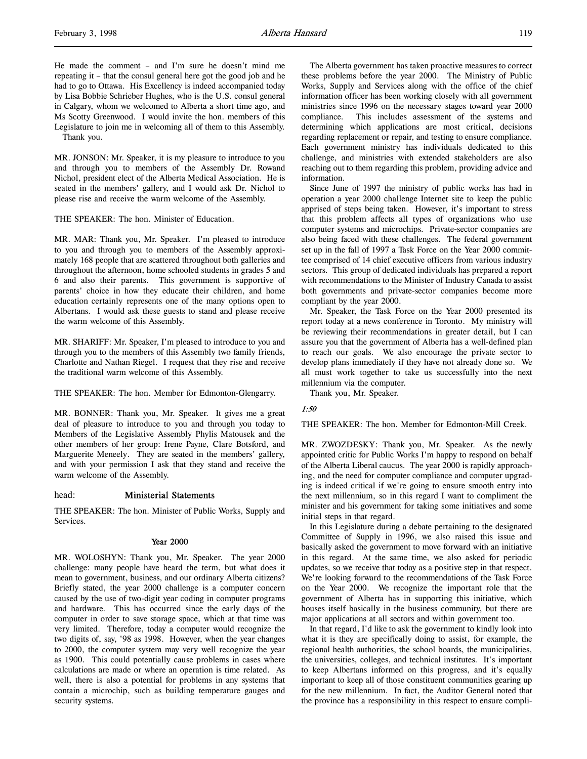He made the comment – and I'm sure he doesn't mind me repeating it – that the consul general here got the good job and he had to go to Ottawa. His Excellency is indeed accompanied today by Lisa Bobbie Schrieber Hughes, who is the U.S. consul general in Calgary, whom we welcomed to Alberta a short time ago, and Ms Scotty Greenwood. I would invite the hon. members of this Legislature to join me in welcoming all of them to this Assembly.

Thank you.

MR. JONSON: Mr. Speaker, it is my pleasure to introduce to you and through you to members of the Assembly Dr. Rowand Nichol, president elect of the Alberta Medical Association. He is seated in the members' gallery, and I would ask Dr. Nichol to please rise and receive the warm welcome of the Assembly.

THE SPEAKER: The hon. Minister of Education.

MR. MAR: Thank you, Mr. Speaker. I'm pleased to introduce to you and through you to members of the Assembly approximately 168 people that are scattered throughout both galleries and throughout the afternoon, home schooled students in grades 5 and 6 and also their parents. This government is supportive of parents' choice in how they educate their children, and home education certainly represents one of the many options open to Albertans. I would ask these guests to stand and please receive the warm welcome of this Assembly.

MR. SHARIFF: Mr. Speaker, I'm pleased to introduce to you and through you to the members of this Assembly two family friends, Charlotte and Nathan Riegel. I request that they rise and receive the traditional warm welcome of this Assembly.

THE SPEAKER: The hon. Member for Edmonton-Glengarry.

MR. BONNER: Thank you, Mr. Speaker. It gives me a great deal of pleasure to introduce to you and through you today to Members of the Legislative Assembly Phylis Matousek and the other members of her group: Irene Payne, Clare Botsford, and Marguerite Meneely. They are seated in the members' gallery, and with your permission I ask that they stand and receive the warm welcome of the Assembly.

head: **Ministerial Statements**

THE SPEAKER: The hon. Minister of Public Works, Supply and Services.

### Year 2000

MR. WOLOSHYN: Thank you, Mr. Speaker. The year 2000 challenge: many people have heard the term, but what does it mean to government, business, and our ordinary Alberta citizens? Briefly stated, the year 2000 challenge is a computer concern caused by the use of two-digit year coding in computer programs and hardware. This has occurred since the early days of the computer in order to save storage space, which at that time was very limited. Therefore, today a computer would recognize the two digits of, say, '98 as 1998. However, when the year changes to 2000, the computer system may very well recognize the year as 1900. This could potentially cause problems in cases where calculations are made or where an operation is time related. As well, there is also a potential for problems in any systems that contain a microchip, such as building temperature gauges and security systems.

The Alberta government has taken proactive measures to correct these problems before the year 2000. The Ministry of Public Works, Supply and Services along with the office of the chief information officer has been working closely with all government ministries since 1996 on the necessary stages toward year 2000 compliance. This includes assessment of the systems and determining which applications are most critical, decisions regarding replacement or repair, and testing to ensure compliance. Each government ministry has individuals dedicated to this challenge, and ministries with extended stakeholders are also reaching out to them regarding this problem, providing advice and information.

Since June of 1997 the ministry of public works has had in operation a year 2000 challenge Internet site to keep the public apprised of steps being taken. However, it's important to stress that this problem affects all types of organizations who use computer systems and microchips. Private-sector companies are also being faced with these challenges. The federal government set up in the fall of 1997 a Task Force on the Year 2000 committee comprised of 14 chief executive officers from various industry sectors. This group of dedicated individuals has prepared a report with recommendations to the Minister of Industry Canada to assist both governments and private-sector companies become more compliant by the year 2000.

Mr. Speaker, the Task Force on the Year 2000 presented its report today at a news conference in Toronto. My ministry will be reviewing their recommendations in greater detail, but I can assure you that the government of Alberta has a well-defined plan to reach our goals. We also encourage the private sector to develop plans immediately if they have not already done so. We all must work together to take us successfully into the next millennium via the computer.

Thank you, Mr. Speaker.

*1:50*

THE SPEAKER: The hon. Member for Edmonton-Mill Creek.

MR. ZWOZDESKY: Thank you, Mr. Speaker. As the newly appointed critic for Public Works I'm happy to respond on behalf of the Alberta Liberal caucus. The year 2000 is rapidly approaching, and the need for computer compliance and computer upgrading is indeed critical if we're going to ensure smooth entry into the next millennium, so in this regard I want to compliment the minister and his government for taking some initiatives and some initial steps in that regard.

In this Legislature during a debate pertaining to the designated Committee of Supply in 1996, we also raised this issue and basically asked the government to move forward with an initiative in this regard. At the same time, we also asked for periodic updates, so we receive that today as a positive step in that respect. We're looking forward to the recommendations of the Task Force on the Year 2000. We recognize the important role that the government of Alberta has in supporting this initiative, which houses itself basically in the business community, but there are major applications at all sectors and within government too.

In that regard, I'd like to ask the government to kindly look into what it is they are specifically doing to assist, for example, the regional health authorities, the school boards, the municipalities, the universities, colleges, and technical institutes. It's important to keep Albertans informed on this progress, and it's equally important to keep all of those constituent communities gearing up for the new millennium. In fact, the Auditor General noted that the province has a responsibility in this respect to ensure compli-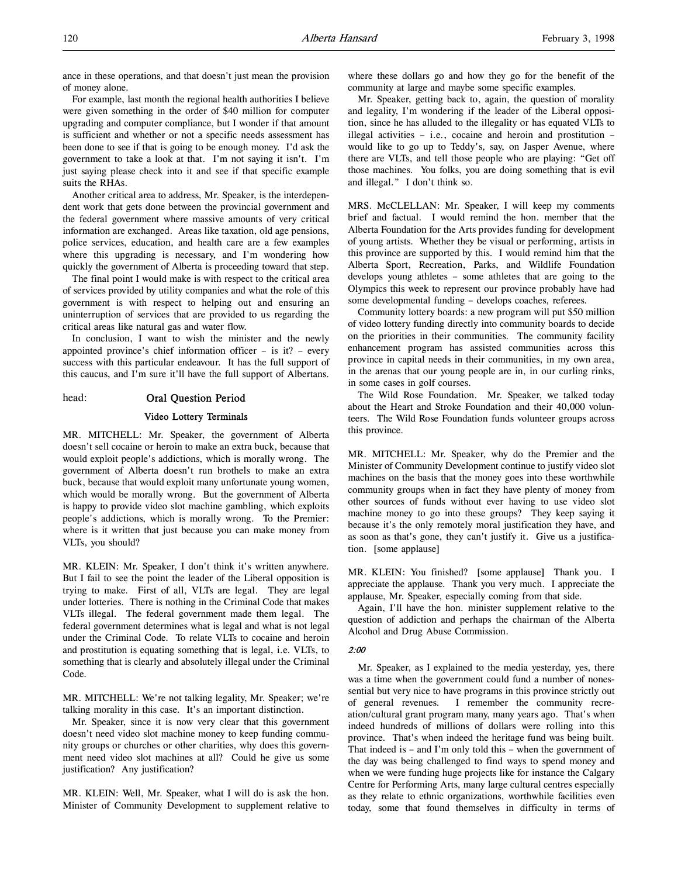ance in these operations, and that doesn't just mean the provision of money alone.

For example, last month the regional health authorities I believe were given something in the order of $40 million for computer upgrading and computer compliance, but I wonder if that amount is sufficient and whether or not a specific needs assessment has been done to see if that is going to be enough money. I'd ask the government to take a look at that. I'm not saying it isn't. I'm just saying please check into it and see if that specific example suits the RHAs.

Another critical area to address, Mr. Speaker, is the interdependent work that gets done between the provincial government and the federal government where massive amounts of very critical information are exchanged. Areas like taxation, old age pensions, police services, education, and health care are a few examples where this upgrading is necessary, and I'm wondering how quickly the government of Alberta is proceeding toward that step.

The final point I would make is with respect to the critical area of services provided by utility companies and what the role of this government is with respect to helping out and ensuring an uninterruption of services that are provided to us regarding the critical areas like natural gas and water flow.

In conclusion, I want to wish the minister and the newly appointed province's chief information officer – is it? – every success with this particular endeavour. It has the full support of this caucus, and I'm sure it'll have the full support of Albertans.

head: **Oral Question Period**

### Video Lottery Terminals

MR. MITCHELL: Mr. Speaker, the government of Alberta doesn't sell cocaine or heroin to make an extra buck, because that would exploit people's addictions, which is morally wrong. The government of Alberta doesn't run brothels to make an extra buck, because that would exploit many unfortunate young women, which would be morally wrong. But the government of Alberta is happy to provide video slot machine gambling, which exploits people's addictions, which is morally wrong. To the Premier: where is it written that just because you can make money from VLTs, you should?

MR. KLEIN: Mr. Speaker, I don't think it's written anywhere. But I fail to see the point the leader of the Liberal opposition is trying to make. First of all, VLTs are legal. They are legal under lotteries. There is nothing in the Criminal Code that makes VLTs illegal. The federal government made them legal. The federal government determines what is legal and what is not legal under the Criminal Code. To relate VLTs to cocaine and heroin and prostitution is equating something that is legal, i.e. VLTs, to something that is clearly and absolutely illegal under the Criminal Code.

MR. MITCHELL: We're not talking legality, Mr. Speaker; we're talking morality in this case. It's an important distinction.

Mr. Speaker, since it is now very clear that this government doesn't need video slot machine money to keep funding community groups or churches or other charities, why does this government need video slot machines at all? Could he give us some justification? Any justification?

MR. KLEIN: Well, Mr. Speaker, what I will do is ask the hon. Minister of Community Development to supplement relative to where these dollars go and how they go for the benefit of the community at large and maybe some specific examples.

Mr. Speaker, getting back to, again, the question of morality and legality, I'm wondering if the leader of the Liberal opposition, since he has alluded to the illegality or has equated VLTs to illegal activities – i.e., cocaine and heroin and prostitution – would like to go up to Teddy's, say, on Jasper Avenue, where there are VLTs, and tell those people who are playing: "Get off those machines. You folks, you are doing something that is evil and illegal." I don't think so.

MRS. McCLELLAN: Mr. Speaker, I will keep my comments brief and factual. I would remind the hon. member that the Alberta Foundation for the Arts provides funding for development of young artists. Whether they be visual or performing, artists in this province are supported by this. I would remind him that the Alberta Sport, Recreation, Parks, and Wildlife Foundation develops young athletes – some athletes that are going to the Olympics this week to represent our province probably have had some developmental funding – develops coaches, referees.

Community lottery boards: a new program will put $50 million of video lottery funding directly into community boards to decide on the priorities in their communities. The community facility enhancement program has assisted communities across this province in capital needs in their communities, in my own area, in the arenas that our young people are in, in our curling rinks, in some cases in golf courses.

The Wild Rose Foundation. Mr. Speaker, we talked today about the Heart and Stroke Foundation and their 40,000 volunteers. The Wild Rose Foundation funds volunteer groups across this province.

MR. MITCHELL: Mr. Speaker, why do the Premier and the Minister of Community Development continue to justify video slot machines on the basis that the money goes into these worthwhile community groups when in fact they have plenty of money from other sources of funds without ever having to use video slot machine money to go into these groups? They keep saying it because it's the only remotely moral justification they have, and as soon as that's gone, they can't justify it. Give us a justification. [some applause]

MR. KLEIN: You finished? [some applause] Thank you. I appreciate the applause. Thank you very much. I appreciate the applause, Mr. Speaker, especially coming from that side.

Again, I'll have the hon. minister supplement relative to the question of addiction and perhaps the chairman of the Alberta Alcohol and Drug Abuse Commission.

*2:00*

Mr. Speaker, as I explained to the media yesterday, yes, there was a time when the government could fund a number of nonessential but very nice to have programs in this province strictly out of general revenues. I remember the community recreation/cultural grant program many, many years ago. That's when indeed hundreds of millions of dollars were rolling into this province. That's when indeed the heritage fund was being built. That indeed is – and I'm only told this – when the government of the day was being challenged to find ways to spend money and when we were funding huge projects like for instance the Calgary Centre for Performing Arts, many large cultural centres especially as they relate to ethnic organizations, worthwhile facilities even today, some that found themselves in difficulty in terms of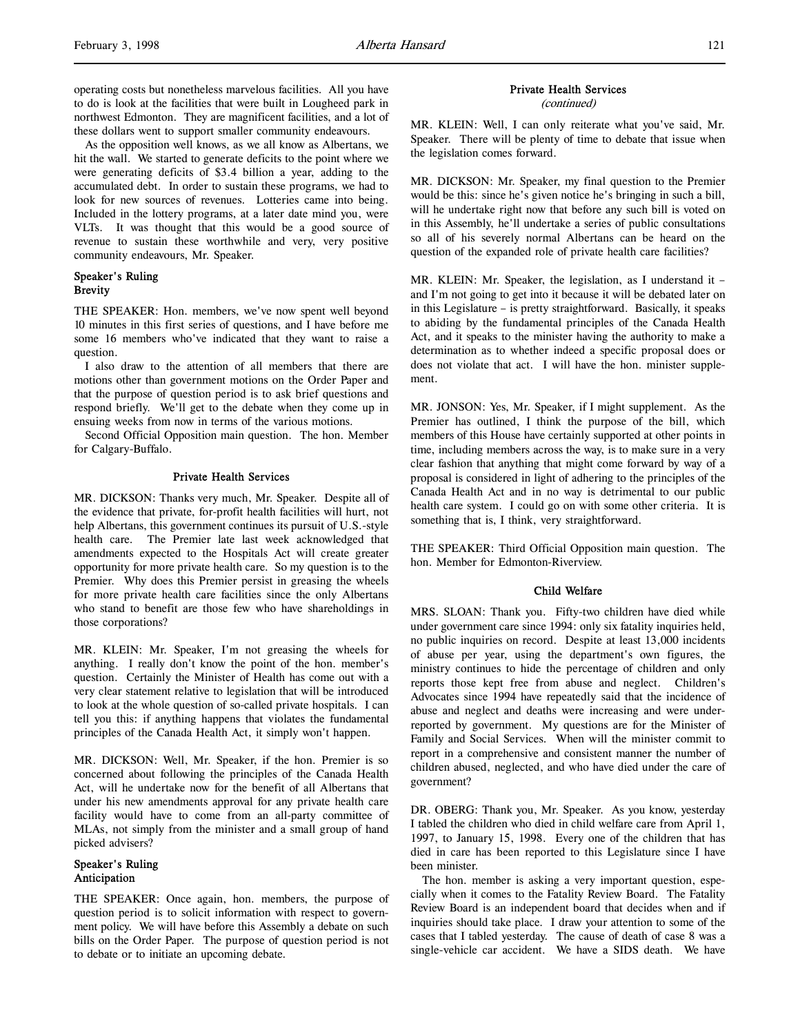operating costs but nonetheless marvelous facilities. All you have to do is look at the facilities that were built in Lougheed park in northwest Edmonton. They are magnificent facilities, and a lot of these dollars went to support smaller community endeavours.

As the opposition well knows, as we all know as Albertans, we hit the wall. We started to generate deficits to the point where we were generating deficits of $3.4 billion a year, adding to the accumulated debt. In order to sustain these programs, we had to look for new sources of revenues. Lotteries came into being. Included in the lottery programs, at a later date mind you, were VLTs. It was thought that this would be a good source of revenue to sustain these worthwhile and very, very positive community endeavours, Mr. Speaker.

### Speaker's Ruling
### Brevity

THE SPEAKER: Hon. members, we've now spent well beyond 10 minutes in this first series of questions, and I have before me some 16 members who've indicated that they want to raise a question.

I also draw to the attention of all members that there are motions other than government motions on the Order Paper and that the purpose of question period is to ask brief questions and respond briefly. We'll get to the debate when they come up in ensuing weeks from now in terms of the various motions.

Second Official Opposition main question. The hon. Member for Calgary-Buffalo.

## Private Health Services

MR. DICKSON: Thanks very much, Mr. Speaker. Despite all of the evidence that private, for-profit health facilities will hurt, not help Albertans, this government continues its pursuit of U.S.-style health care. The Premier late last week acknowledged that amendments expected to the Hospitals Act will create greater opportunity for more private health care. So my question is to the Premier. Why does this Premier persist in greasing the wheels for more private health care facilities since the only Albertans who stand to benefit are those few who have shareholdings in those corporations?

MR. KLEIN: Mr. Speaker, I'm not greasing the wheels for anything. I really don't know the point of the hon. member's question. Certainly the Minister of Health has come out with a very clear statement relative to legislation that will be introduced to look at the whole question of so-called private hospitals. I can tell you this: if anything happens that violates the fundamental principles of the Canada Health Act, it simply won't happen.

MR. DICKSON: Well, Mr. Speaker, if the hon. Premier is so concerned about following the principles of the Canada Health Act, will he undertake now for the benefit of all Albertans that under his new amendments approval for any private health care facility would have to come from an all-party committee of MLAs, not simply from the minister and a small group of hand picked advisers?

### Speaker's Ruling
### Anticipation

THE SPEAKER: Once again, hon. members, the purpose of question period is to solicit information with respect to government policy. We will have before this Assembly a debate on such bills on the Order Paper. The purpose of question period is not to debate or to initiate an upcoming debate.

## Private Health Services
*(continued)*

MR. KLEIN: Well, I can only reiterate what you've said, Mr. Speaker. There will be plenty of time to debate that issue when the legislation comes forward.

MR. DICKSON: Mr. Speaker, my final question to the Premier would be this: since he's given notice he's bringing in such a bill, will he undertake right now that before any such bill is voted on in this Assembly, he'll undertake a series of public consultations so all of his severely normal Albertans can be heard on the question of the expanded role of private health care facilities?

MR. KLEIN: Mr. Speaker, the legislation, as I understand it – and I'm not going to get into it because it will be debated later on in this Legislature – is pretty straightforward. Basically, it speaks to abiding by the fundamental principles of the Canada Health Act, and it speaks to the minister having the authority to make a determination as to whether indeed a specific proposal does or does not violate that act. I will have the hon. minister supplement.

MR. JONSON: Yes, Mr. Speaker, if I might supplement. As the Premier has outlined, I think the purpose of the bill, which members of this House have certainly supported at other points in time, including members across the way, is to make sure in a very clear fashion that anything that might come forward by way of a proposal is considered in light of adhering to the principles of the Canada Health Act and in no way is detrimental to our public health care system. I could go on with some other criteria. It is something that is, I think, very straightforward.

THE SPEAKER: Third Official Opposition main question. The hon. Member for Edmonton-Riverview.

## Child Welfare

MRS. SLOAN: Thank you. Fifty-two children have died while under government care since 1994: only six fatality inquiries held, no public inquiries on record. Despite at least 13,000 incidents of abuse per year, using the department's own figures, the ministry continues to hide the percentage of children and only reports those kept free from abuse and neglect. Children's Advocates since 1994 have repeatedly said that the incidence of abuse and neglect and deaths were increasing and were underreported by government. My questions are for the Minister of Family and Social Services. When will the minister commit to report in a comprehensive and consistent manner the number of children abused, neglected, and who have died under the care of government?

DR. OBERG: Thank you, Mr. Speaker. As you know, yesterday I tabled the children who died in child welfare care from April 1, 1997, to January 15, 1998. Every one of the children that has died in care has been reported to this Legislature since I have been minister.

The hon. member is asking a very important question, especially when it comes to the Fatality Review Board. The Fatality Review Board is an independent board that decides when and if inquiries should take place. I draw your attention to some of the cases that I tabled yesterday. The cause of death of case 8 was a single-vehicle car accident. We have a SIDS death. We have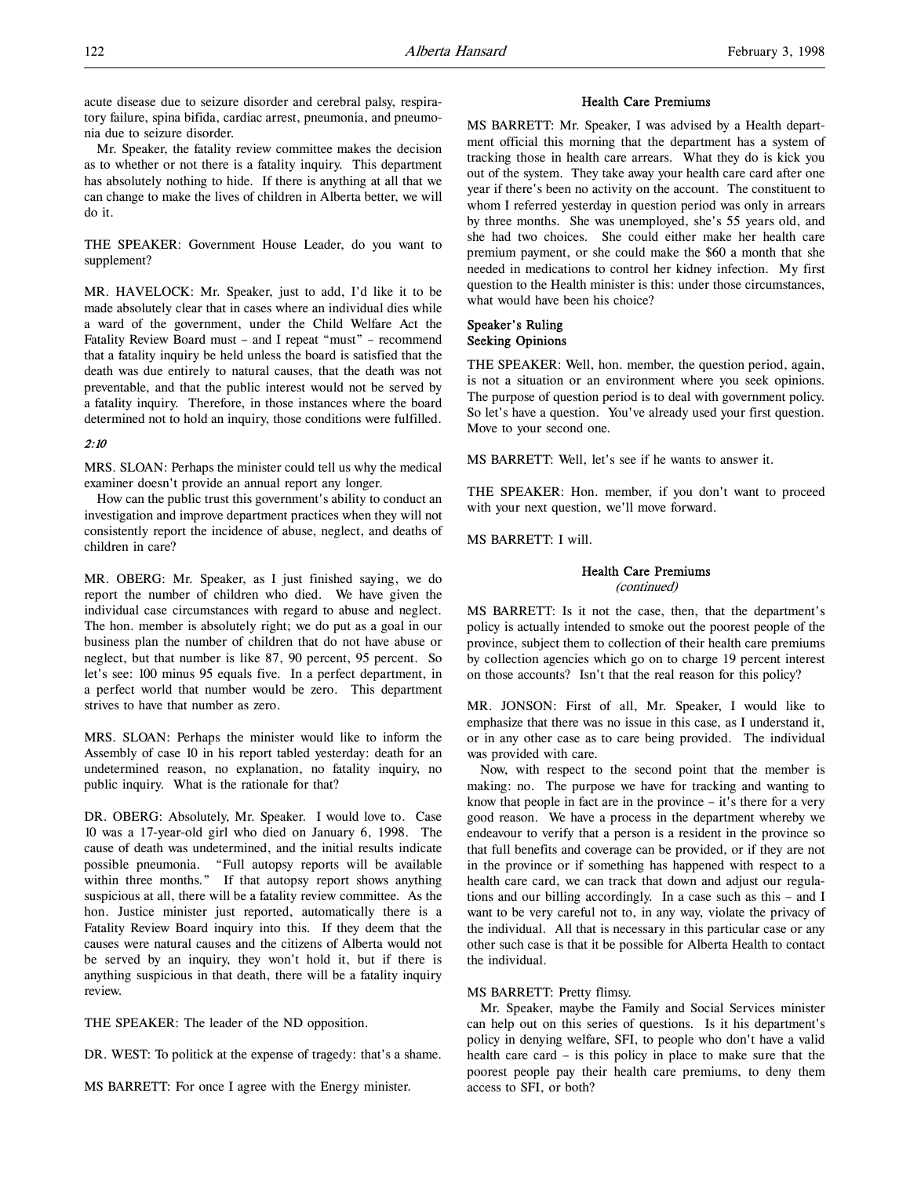acute disease due to seizure disorder and cerebral palsy, respiratory failure, spina bifida, cardiac arrest, pneumonia, and pneumonia due to seizure disorder.

Mr. Speaker, the fatality review committee makes the decision as to whether or not there is a fatality inquiry. This department has absolutely nothing to hide. If there is anything at all that we can change to make the lives of children in Alberta better, we will do it.

THE SPEAKER: Government House Leader, do you want to supplement?

MR. HAVELOCK: Mr. Speaker, just to add, I'd like it to be made absolutely clear that in cases where an individual dies while a ward of the government, under the Child Welfare Act the Fatality Review Board must – and I repeat "must" – recommend that a fatality inquiry be held unless the board is satisfied that the death was due entirely to natural causes, that the death was not preventable, and that the public interest would not be served by a fatality inquiry. Therefore, in those instances where the board determined not to hold an inquiry, those conditions were fulfilled.

*2:10*

MRS. SLOAN: Perhaps the minister could tell us why the medical examiner doesn't provide an annual report any longer.

How can the public trust this government's ability to conduct an investigation and improve department practices when they will not consistently report the incidence of abuse, neglect, and deaths of children in care?

MR. OBERG: Mr. Speaker, as I just finished saying, we do report the number of children who died. We have given the individual case circumstances with regard to abuse and neglect. The hon. member is absolutely right; we do put as a goal in our business plan the number of children that do not have abuse or neglect, but that number is like 87, 90 percent, 95 percent. So let's see: 100 minus 95 equals five. In a perfect department, in a perfect world that number would be zero. This department strives to have that number as zero.

MRS. SLOAN: Perhaps the minister would like to inform the Assembly of case 10 in his report tabled yesterday: death for an undetermined reason, no explanation, no fatality inquiry, no public inquiry. What is the rationale for that?

DR. OBERG: Absolutely, Mr. Speaker. I would love to. Case 10 was a 17-year-old girl who died on January 6, 1998. The cause of death was undetermined, and the initial results indicate possible pneumonia. "Full autopsy reports will be available within three months." If that autopsy report shows anything suspicious at all, there will be a fatality review committee. As the hon. Justice minister just reported, automatically there is a Fatality Review Board inquiry into this. If they deem that the causes were natural causes and the citizens of Alberta would not be served by an inquiry, they won't hold it, but if there is anything suspicious in that death, there will be a fatality inquiry review.

THE SPEAKER: The leader of the ND opposition.

DR. WEST: To politick at the expense of tragedy: that's a shame.

MS BARRETT: For once I agree with the Energy minister.

## Health Care Premiums

MS BARRETT: Mr. Speaker, I was advised by a Health department official this morning that the department has a system of tracking those in health care arrears. What they do is kick you out of the system. They take away your health care card after one year if there's been no activity on the account. The constituent to whom I referred yesterday in question period was only in arrears by three months. She was unemployed, she's 55 years old, and she had two choices. She could either make her health care premium payment, or she could make the $60 a month that she needed in medications to control her kidney infection. My first question to the Health minister is this: under those circumstances, what would have been his choice?

### Speaker's Ruling
### Seeking Opinions

THE SPEAKER: Well, hon. member, the question period, again, is not a situation or an environment where you seek opinions. The purpose of question period is to deal with government policy. So let's have a question. You've already used your first question. Move to your second one.

MS BARRETT: Well, let's see if he wants to answer it.

THE SPEAKER: Hon. member, if you don't want to proceed with your next question, we'll move forward.

MS BARRETT: I will.

## Health Care Premiums
*(continued)*

MS BARRETT: Is it not the case, then, that the department's policy is actually intended to smoke out the poorest people of the province, subject them to collection of their health care premiums by collection agencies which go on to charge 19 percent interest on those accounts? Isn't that the real reason for this policy?

MR. JONSON: First of all, Mr. Speaker, I would like to emphasize that there was no issue in this case, as I understand it, or in any other case as to care being provided. The individual was provided with care.

Now, with respect to the second point that the member is making: no. The purpose we have for tracking and wanting to know that people in fact are in the province – it's there for a very good reason. We have a process in the department whereby we endeavour to verify that a person is a resident in the province so that full benefits and coverage can be provided, or if they are not in the province or if something has happened with respect to a health care card, we can track that down and adjust our regulations and our billing accordingly. In a case such as this – and I want to be very careful not to, in any way, violate the privacy of the individual. All that is necessary in this particular case or any other such case is that it be possible for Alberta Health to contact the individual.

MS BARRETT: Pretty flimsy.

Mr. Speaker, maybe the Family and Social Services minister can help out on this series of questions. Is it his department's policy in denying welfare, SFI, to people who don't have a valid health care card – is this policy in place to make sure that the poorest people pay their health care premiums, to deny them access to SFI, or both?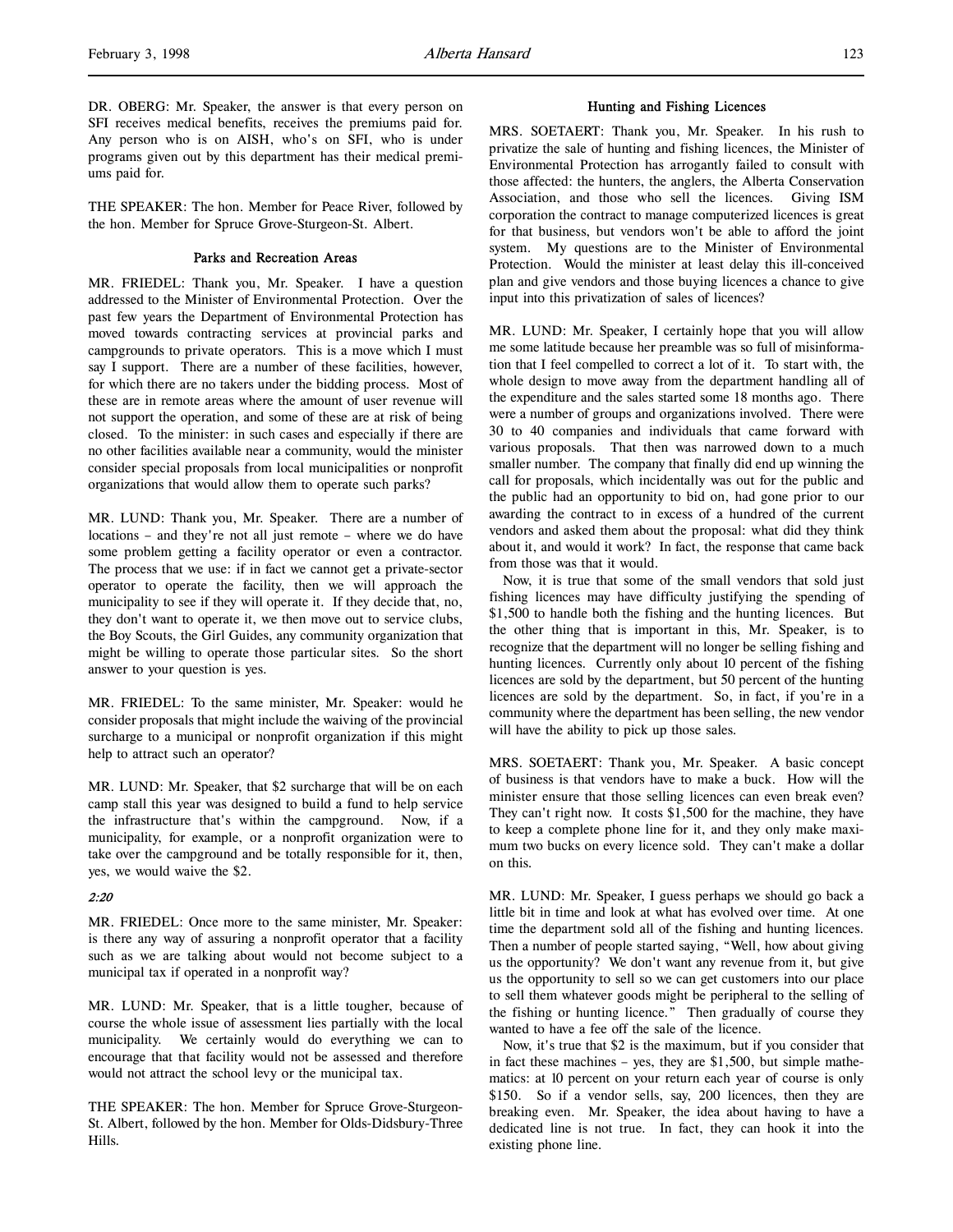DR. OBERG: Mr. Speaker, the answer is that every person on SFI receives medical benefits, receives the premiums paid for. Any person who is on AISH, who's on SFI, who is under programs given out by this department has their medical premiums paid for.

THE SPEAKER: The hon. Member for Peace River, followed by the hon. Member for Spruce Grove-Sturgeon-St. Albert.

### Parks and Recreation Areas

MR. FRIEDEL: Thank you, Mr. Speaker. I have a question addressed to the Minister of Environmental Protection. Over the past few years the Department of Environmental Protection has moved towards contracting services at provincial parks and campgrounds to private operators. This is a move which I must say I support. There are a number of these facilities, however, for which there are no takers under the bidding process. Most of these are in remote areas where the amount of user revenue will not support the operation, and some of these are at risk of being closed. To the minister: in such cases and especially if there are no other facilities available near a community, would the minister consider special proposals from local municipalities or nonprofit organizations that would allow them to operate such parks?

MR. LUND: Thank you, Mr. Speaker. There are a number of locations – and they're not all just remote – where we do have some problem getting a facility operator or even a contractor. The process that we use: if in fact we cannot get a private-sector operator to operate the facility, then we will approach the municipality to see if they will operate it. If they decide that, no, they don't want to operate it, we then move out to service clubs, the Boy Scouts, the Girl Guides, any community organization that might be willing to operate those particular sites. So the short answer to your question is yes.

MR. FRIEDEL: To the same minister, Mr. Speaker: would he consider proposals that might include the waiving of the provincial surcharge to a municipal or nonprofit organization if this might help to attract such an operator?

MR. LUND: Mr. Speaker, that $2 surcharge that will be on each camp stall this year was designed to build a fund to help service the infrastructure that's within the campground. Now, if a municipality, for example, or a nonprofit organization were to take over the campground and be totally responsible for it, then, yes, we would waive the $2.

*2:20*

MR. FRIEDEL: Once more to the same minister, Mr. Speaker: is there any way of assuring a nonprofit operator that a facility such as we are talking about would not become subject to a municipal tax if operated in a nonprofit way?

MR. LUND: Mr. Speaker, that is a little tougher, because of course the whole issue of assessment lies partially with the local municipality. We certainly would do everything we can to encourage that that facility would not be assessed and therefore would not attract the school levy or the municipal tax.

THE SPEAKER: The hon. Member for Spruce Grove-Sturgeon-St. Albert, followed by the hon. Member for Olds-Didsbury-Three Hills.

### Hunting and Fishing Licences

MRS. SOETAERT: Thank you, Mr. Speaker. In his rush to privatize the sale of hunting and fishing licences, the Minister of Environmental Protection has arrogantly failed to consult with those affected: the hunters, the anglers, the Alberta Conservation Association, and those who sell the licences. Giving ISM corporation the contract to manage computerized licences is great for that business, but vendors won't be able to afford the joint system. My questions are to the Minister of Environmental Protection. Would the minister at least delay this ill-conceived plan and give vendors and those buying licences a chance to give input into this privatization of sales of licences?

MR. LUND: Mr. Speaker, I certainly hope that you will allow me some latitude because her preamble was so full of misinformation that I feel compelled to correct a lot of it. To start with, the whole design to move away from the department handling all of the expenditure and the sales started some 18 months ago. There were a number of groups and organizations involved. There were 30 to 40 companies and individuals that came forward with various proposals. That then was narrowed down to a much smaller number. The company that finally did end up winning the call for proposals, which incidentally was out for the public and the public had an opportunity to bid on, had gone prior to our awarding the contract to in excess of a hundred of the current vendors and asked them about the proposal: what did they think about it, and would it work? In fact, the response that came back from those was that it would.

Now, it is true that some of the small vendors that sold just fishing licences may have difficulty justifying the spending of $1,500 to handle both the fishing and the hunting licences. But the other thing that is important in this, Mr. Speaker, is to recognize that the department will no longer be selling fishing and hunting licences. Currently only about 10 percent of the fishing licences are sold by the department, but 50 percent of the hunting licences are sold by the department. So, in fact, if you're in a community where the department has been selling, the new vendor will have the ability to pick up those sales.

MRS. SOETAERT: Thank you, Mr. Speaker. A basic concept of business is that vendors have to make a buck. How will the minister ensure that those selling licences can even break even? They can't right now. It costs $1,500 for the machine, they have to keep a complete phone line for it, and they only make maximum two bucks on every licence sold. They can't make a dollar on this.

MR. LUND: Mr. Speaker, I guess perhaps we should go back a little bit in time and look at what has evolved over time. At one time the department sold all of the fishing and hunting licences. Then a number of people started saying, "Well, how about giving us the opportunity? We don't want any revenue from it, but give us the opportunity to sell so we can get customers into our place to sell them whatever goods might be peripheral to the selling of the fishing or hunting licence." Then gradually of course they wanted to have a fee off the sale of the licence.

Now, it's true that $2 is the maximum, but if you consider that in fact these machines – yes, they are $1,500, but simple mathematics: at 10 percent on your return each year of course is only $150. So if a vendor sells, say, 200 licences, then they are breaking even. Mr. Speaker, the idea about having to have a dedicated line is not true. In fact, they can hook it into the existing phone line.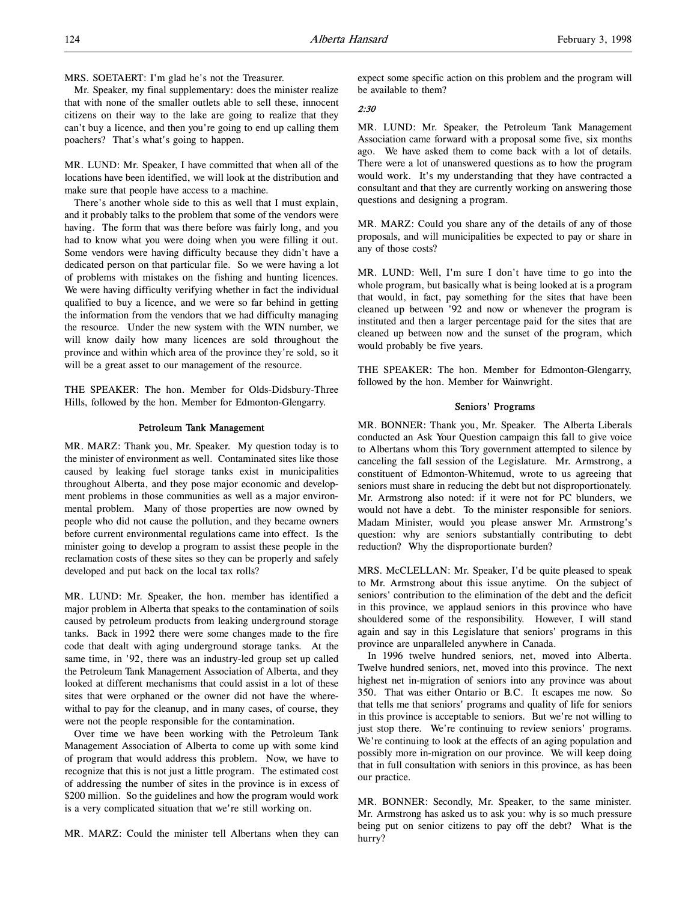MRS. SOETAERT: I'm glad he's not the Treasurer.

Mr. Speaker, my final supplementary: does the minister realize that with none of the smaller outlets able to sell these, innocent citizens on their way to the lake are going to realize that they can't buy a licence, and then you're going to end up calling them poachers? That's what's going to happen.

MR. LUND: Mr. Speaker, I have committed that when all of the locations have been identified, we will look at the distribution and make sure that people have access to a machine.

There's another whole side to this as well that I must explain, and it probably talks to the problem that some of the vendors were having. The form that was there before was fairly long, and you had to know what you were doing when you were filling it out. Some vendors were having difficulty because they didn't have a dedicated person on that particular file. So we were having a lot of problems with mistakes on the fishing and hunting licences. We were having difficulty verifying whether in fact the individual qualified to buy a licence, and we were so far behind in getting the information from the vendors that we had difficulty managing the resource. Under the new system with the WIN number, we will know daily how many licences are sold throughout the province and within which area of the province they're sold, so it will be a great asset to our management of the resource.

THE SPEAKER: The hon. Member for Olds-Didsbury-Three Hills, followed by the hon. Member for Edmonton-Glengarry.

### Petroleum Tank Management

MR. MARZ: Thank you, Mr. Speaker. My question today is to the minister of environment as well. Contaminated sites like those caused by leaking fuel storage tanks exist in municipalities throughout Alberta, and they pose major economic and development problems in those communities as well as a major environmental problem. Many of those properties are now owned by people who did not cause the pollution, and they became owners before current environmental regulations came into effect. Is the minister going to develop a program to assist these people in the reclamation costs of these sites so they can be properly and safely developed and put back on the local tax rolls?

MR. LUND: Mr. Speaker, the hon. member has identified a major problem in Alberta that speaks to the contamination of soils caused by petroleum products from leaking underground storage tanks. Back in 1992 there were some changes made to the fire code that dealt with aging underground storage tanks. At the same time, in '92, there was an industry-led group set up called the Petroleum Tank Management Association of Alberta, and they looked at different mechanisms that could assist in a lot of these sites that were orphaned or the owner did not have the wherewithal to pay for the cleanup, and in many cases, of course, they were not the people responsible for the contamination.

Over time we have been working with the Petroleum Tank Management Association of Alberta to come up with some kind of program that would address this problem. Now, we have to recognize that this is not just a little program. The estimated cost of addressing the number of sites in the province is in excess of $200 million. So the guidelines and how the program would work is a very complicated situation that we're still working on.

MR. MARZ: Could the minister tell Albertans when they can expect some specific action on this problem and the program will be available to them?

*2:30*

MR. LUND: Mr. Speaker, the Petroleum Tank Management Association came forward with a proposal some five, six months ago. We have asked them to come back with a lot of details. There were a lot of unanswered questions as to how the program would work. It's my understanding that they have contracted a consultant and that they are currently working on answering those questions and designing a program.

MR. MARZ: Could you share any of the details of any of those proposals, and will municipalities be expected to pay or share in any of those costs?

MR. LUND: Well, I'm sure I don't have time to go into the whole program, but basically what is being looked at is a program that would, in fact, pay something for the sites that have been cleaned up between '92 and now or whenever the program is instituted and then a larger percentage paid for the sites that are cleaned up between now and the sunset of the program, which would probably be five years.

THE SPEAKER: The hon. Member for Edmonton-Glengarry, followed by the hon. Member for Wainwright.

### Seniors' Programs

MR. BONNER: Thank you, Mr. Speaker. The Alberta Liberals conducted an Ask Your Question campaign this fall to give voice to Albertans whom this Tory government attempted to silence by canceling the fall session of the Legislature. Mr. Armstrong, a constituent of Edmonton-Whitemud, wrote to us agreeing that seniors must share in reducing the debt but not disproportionately. Mr. Armstrong also noted: if it were not for PC blunders, we would not have a debt. To the minister responsible for seniors. Madam Minister, would you please answer Mr. Armstrong's question: why are seniors substantially contributing to debt reduction? Why the disproportionate burden?

MRS. McCLELLAN: Mr. Speaker, I'd be quite pleased to speak to Mr. Armstrong about this issue anytime. On the subject of seniors' contribution to the elimination of the debt and the deficit in this province, we applaud seniors in this province who have shouldered some of the responsibility. However, I will stand again and say in this Legislature that seniors' programs in this province are unparalleled anywhere in Canada.

In 1996 twelve hundred seniors, net, moved into Alberta. Twelve hundred seniors, net, moved into this province. The next highest net in-migration of seniors into any province was about 350. That was either Ontario or B.C. It escapes me now. So that tells me that seniors' programs and quality of life for seniors in this province is acceptable to seniors. But we're not willing to just stop there. We're continuing to review seniors' programs. We're continuing to look at the effects of an aging population and possibly more in-migration on our province. We will keep doing that in full consultation with seniors in this province, as has been our practice.

MR. BONNER: Secondly, Mr. Speaker, to the same minister. Mr. Armstrong has asked us to ask you: why is so much pressure being put on senior citizens to pay off the debt? What is the hurry?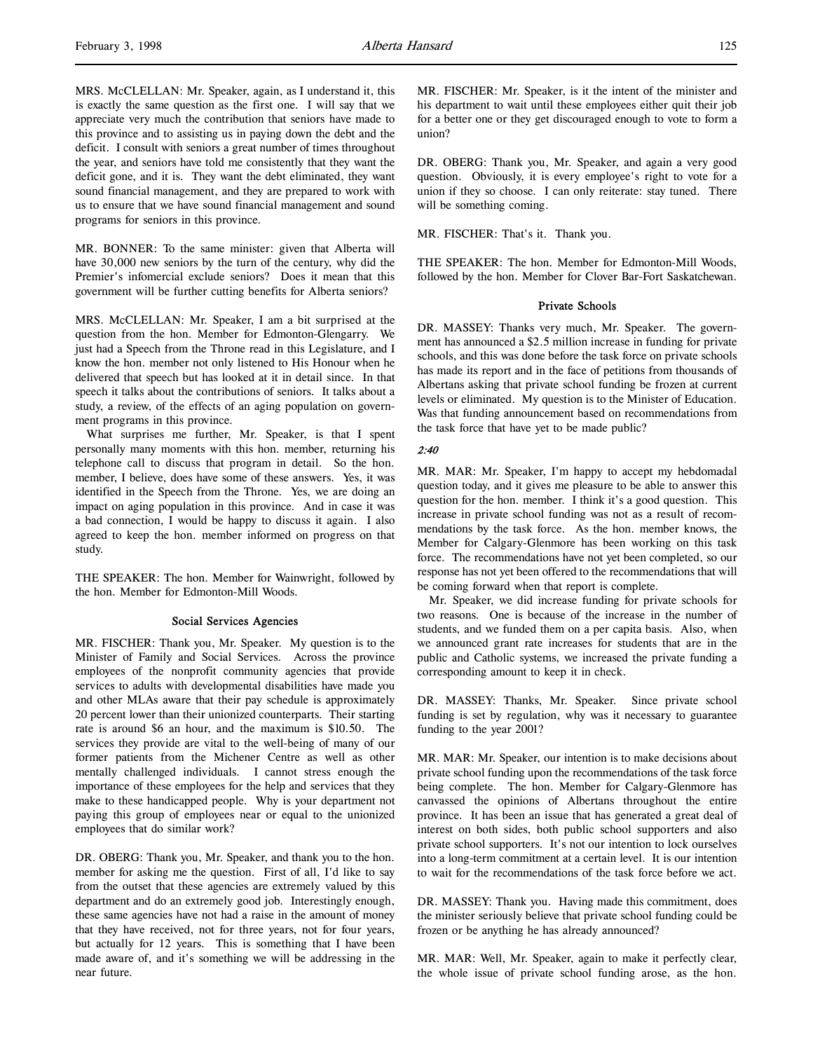MRS. McCLELLAN: Mr. Speaker, again, as I understand it, this is exactly the same question as the first one. I will say that we appreciate very much the contribution that seniors have made to this province and to assisting us in paying down the debt and the deficit. I consult with seniors a great number of times throughout the year, and seniors have told me consistently that they want the deficit gone, and it is. They want the debt eliminated, they want sound financial management, and they are prepared to work with us to ensure that we have sound financial management and sound programs for seniors in this province.

MR. BONNER: To the same minister: given that Alberta will have 30,000 new seniors by the turn of the century, why did the Premier's infomercial exclude seniors? Does it mean that this government will be further cutting benefits for Alberta seniors?

MRS. McCLELLAN: Mr. Speaker, I am a bit surprised at the question from the hon. Member for Edmonton-Glengarry. We just had a Speech from the Throne read in this Legislature, and I know the hon. member not only listened to His Honour when he delivered that speech but has looked at it in detail since. In that speech it talks about the contributions of seniors. It talks about a study, a review, of the effects of an aging population on government programs in this province.

What surprises me further, Mr. Speaker, is that I spent personally many moments with this hon. member, returning his telephone call to discuss that program in detail. So the hon. member, I believe, does have some of these answers. Yes, it was identified in the Speech from the Throne. Yes, we are doing an impact on aging population in this province. And in case it was a bad connection, I would be happy to discuss it again. I also agreed to keep the hon. member informed on progress on that study.

THE SPEAKER: The hon. Member for Wainwright, followed by the hon. Member for Edmonton-Mill Woods.

### Social Services Agencies

MR. FISCHER: Thank you, Mr. Speaker. My question is to the Minister of Family and Social Services. Across the province employees of the nonprofit community agencies that provide services to adults with developmental disabilities have made you and other MLAs aware that their pay schedule is approximately 20 percent lower than their unionized counterparts. Their starting rate is around $6 an hour, and the maximum is $10.50. The services they provide are vital to the well-being of many of our former patients from the Michener Centre as well as other mentally challenged individuals. I cannot stress enough the importance of these employees for the help and services that they make to these handicapped people. Why is your department not paying this group of employees near or equal to the unionized employees that do similar work?

DR. OBERG: Thank you, Mr. Speaker, and thank you to the hon. member for asking me the question. First of all, I'd like to say from the outset that these agencies are extremely valued by this department and do an extremely good job. Interestingly enough, these same agencies have not had a raise in the amount of money that they have received, not for three years, not for four years, but actually for 12 years. This is something that I have been made aware of, and it's something we will be addressing in the near future.

MR. FISCHER: Mr. Speaker, is it the intent of the minister and his department to wait until these employees either quit their job for a better one or they get discouraged enough to vote to form a union?

DR. OBERG: Thank you, Mr. Speaker, and again a very good question. Obviously, it is every employee's right to vote for a union if they so choose. I can only reiterate: stay tuned. There will be something coming.

MR. FISCHER: That's it. Thank you.

THE SPEAKER: The hon. Member for Edmonton-Mill Woods, followed by the hon. Member for Clover Bar-Fort Saskatchewan.

### Private Schools

DR. MASSEY: Thanks very much, Mr. Speaker. The government has announced a $2.5 million increase in funding for private schools, and this was done before the task force on private schools has made its report and in the face of petitions from thousands of Albertans asking that private school funding be frozen at current levels or eliminated. My question is to the Minister of Education. Was that funding announcement based on recommendations from the task force that have yet to be made public?

*2:40*

MR. MAR: Mr. Speaker, I'm happy to accept my hebdomadal question today, and it gives me pleasure to be able to answer this question for the hon. member. I think it's a good question. This increase in private school funding was not as a result of recommendations by the task force. As the hon. member knows, the Member for Calgary-Glenmore has been working on this task force. The recommendations have not yet been completed, so our response has not yet been offered to the recommendations that will be coming forward when that report is complete.

Mr. Speaker, we did increase funding for private schools for two reasons. One is because of the increase in the number of students, and we funded them on a per capita basis. Also, when we announced grant rate increases for students that are in the public and Catholic systems, we increased the private funding a corresponding amount to keep it in check.

DR. MASSEY: Thanks, Mr. Speaker. Since private school funding is set by regulation, why was it necessary to guarantee funding to the year 2001?

MR. MAR: Mr. Speaker, our intention is to make decisions about private school funding upon the recommendations of the task force being complete. The hon. Member for Calgary-Glenmore has canvassed the opinions of Albertans throughout the entire province. It has been an issue that has generated a great deal of interest on both sides, both public school supporters and also private school supporters. It's not our intention to lock ourselves into a long-term commitment at a certain level. It is our intention to wait for the recommendations of the task force before we act.

DR. MASSEY: Thank you. Having made this commitment, does the minister seriously believe that private school funding could be frozen or be anything he has already announced?

MR. MAR: Well, Mr. Speaker, again to make it perfectly clear, the whole issue of private school funding arose, as the hon.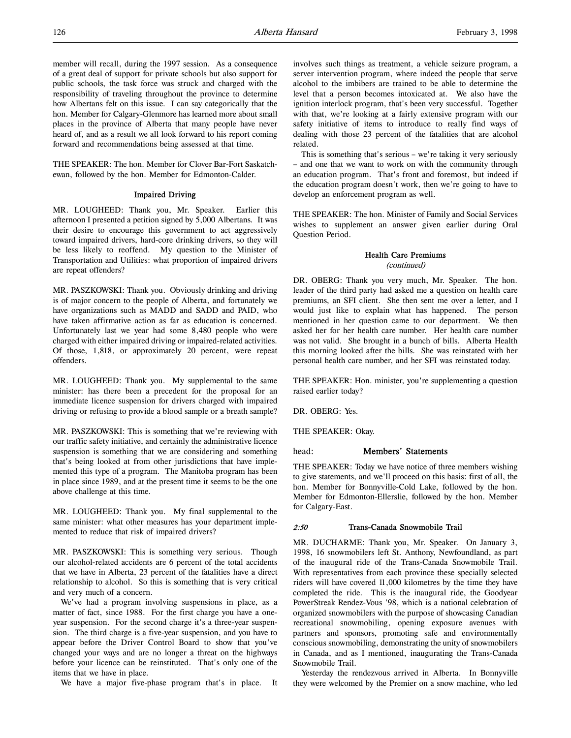member will recall, during the 1997 session. As a consequence of a great deal of support for private schools but also support for public schools, the task force was struck and charged with the responsibility of traveling throughout the province to determine how Albertans felt on this issue. I can say categorically that the hon. Member for Calgary-Glenmore has learned more about small places in the province of Alberta that many people have never heard of, and as a result we all look forward to his report coming forward and recommendations being assessed at that time.

THE SPEAKER: The hon. Member for Clover Bar-Fort Saskatchewan, followed by the hon. Member for Edmonton-Calder.

### Impaired Driving

MR. LOUGHEED: Thank you, Mr. Speaker. Earlier this afternoon I presented a petition signed by 5,000 Albertans. It was their desire to encourage this government to act aggressively toward impaired drivers, hard-core drinking drivers, so they will be less likely to reoffend. My question to the Minister of Transportation and Utilities: what proportion of impaired drivers are repeat offenders?

MR. PASZKOWSKI: Thank you. Obviously drinking and driving is of major concern to the people of Alberta, and fortunately we have organizations such as MADD and SADD and PAID, who have taken affirmative action as far as education is concerned. Unfortunately last we year had some 8,480 people who were charged with either impaired driving or impaired-related activities. Of those, 1,818, or approximately 20 percent, were repeat offenders.

MR. LOUGHEED: Thank you. My supplemental to the same minister: has there been a precedent for the proposal for an immediate licence suspension for drivers charged with impaired driving or refusing to provide a blood sample or a breath sample?

MR. PASZKOWSKI: This is something that we're reviewing with our traffic safety initiative, and certainly the administrative licence suspension is something that we are considering and something that's being looked at from other jurisdictions that have implemented this type of a program. The Manitoba program has been in place since 1989, and at the present time it seems to be the one above challenge at this time.

MR. LOUGHEED: Thank you. My final supplemental to the same minister: what other measures has your department implemented to reduce that risk of impaired drivers?

MR. PASZKOWSKI: This is something very serious. Though our alcohol-related accidents are 6 percent of the total accidents that we have in Alberta, 23 percent of the fatalities have a direct relationship to alcohol. So this is something that is very critical and very much of a concern.

We've had a program involving suspensions in place, as a matter of fact, since 1988. For the first charge you have a one-year suspension. For the second charge it's a three-year suspension. The third charge is a five-year suspension, and you have to appear before the Driver Control Board to show that you've changed your ways and are no longer a threat on the highways before your licence can be reinstituted. That's only one of the items that we have in place.

We have a major five-phase program that's in place. It involves such things as treatment, a vehicle seizure program, a server intervention program, where indeed the people that serve alcohol to the imbibers are trained to be able to determine the level that a person becomes intoxicated at. We also have the ignition interlock program, that's been very successful. Together with that, we're looking at a fairly extensive program with our safety initiative of items to introduce to really find ways of dealing with those 23 percent of the fatalities that are alcohol related.

This is something that's serious – we're taking it very seriously – and one that we want to work on with the community through an education program. That's front and foremost, but indeed if the education program doesn't work, then we're going to have to develop an enforcement program as well.

THE SPEAKER: The hon. Minister of Family and Social Services wishes to supplement an answer given earlier during Oral Question Period.

### Health Care Premiums
*(continued)*

DR. OBERG: Thank you very much, Mr. Speaker. The hon. leader of the third party had asked me a question on health care premiums, an SFI client. She then sent me over a letter, and I would just like to explain what has happened. The person mentioned in her question came to our department. We then asked her for her health care number. Her health care number was not valid. She brought in a bunch of bills. Alberta Health this morning looked after the bills. She was reinstated with her personal health care number, and her SFI was reinstated today.

THE SPEAKER: Hon. minister, you're supplementing a question raised earlier today?

DR. OBERG: Yes.

THE SPEAKER: Okay.

## head: Members' Statements

THE SPEAKER: Today we have notice of three members wishing to give statements, and we'll proceed on this basis: first of all, the hon. Member for Bonnyville-Cold Lake, followed by the hon. Member for Edmonton-Ellerslie, followed by the hon. Member for Calgary-East.

### *2:50* Trans-Canada Snowmobile Trail

MR. DUCHARME: Thank you, Mr. Speaker. On January 3, 1998, 16 snowmobilers left St. Anthony, Newfoundland, as part of the inaugural ride of the Trans-Canada Snowmobile Trail. With representatives from each province these specially selected riders will have covered 11,000 kilometres by the time they have completed the ride. This is the inaugural ride, the Goodyear PowerStreak Rendez-Vous '98, which is a national celebration of organized snowmobilers with the purpose of showcasing Canadian recreational snowmobiling, opening exposure avenues with partners and sponsors, promoting safe and environmentally conscious snowmobiling, demonstrating the unity of snowmobilers in Canada, and as I mentioned, inaugurating the Trans-Canada Snowmobile Trail.

Yesterday the rendezvous arrived in Alberta. In Bonnyville they were welcomed by the Premier on a snow machine, who led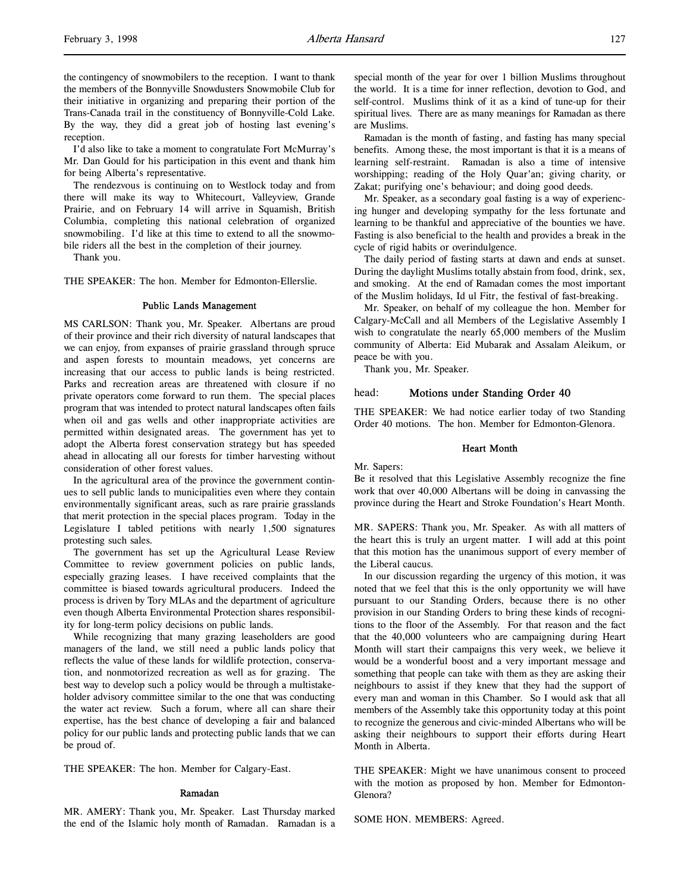the contingency of snowmobilers to the reception. I want to thank the members of the Bonnyville Snowdusters Snowmobile Club for their initiative in organizing and preparing their portion of the Trans-Canada trail in the constituency of Bonnyville-Cold Lake. By the way, they did a great job of hosting last evening's reception.

I'd also like to take a moment to congratulate Fort McMurray's Mr. Dan Gould for his participation in this event and thank him for being Alberta's representative.

The rendezvous is continuing on to Westlock today and from there will make its way to Whitecourt, Valleyview, Grande Prairie, and on February 14 will arrive in Squamish, British Columbia, completing this national celebration of organized snowmobiling. I'd like at this time to extend to all the snowmobile riders all the best in the completion of their journey.

Thank you.

THE SPEAKER: The hon. Member for Edmonton-Ellerslie.

### Public Lands Management

MS CARLSON: Thank you, Mr. Speaker. Albertans are proud of their province and their rich diversity of natural landscapes that we can enjoy, from expanses of prairie grassland through spruce and aspen forests to mountain meadows, yet concerns are increasing that our access to public lands is being restricted. Parks and recreation areas are threatened with closure if no private operators come forward to run them. The special places program that was intended to protect natural landscapes often fails when oil and gas wells and other inappropriate activities are permitted within designated areas. The government has yet to adopt the Alberta forest conservation strategy but has speeded ahead in allocating all our forests for timber harvesting without consideration of other forest values.

In the agricultural area of the province the government continues to sell public lands to municipalities even where they contain environmentally significant areas, such as rare prairie grasslands that merit protection in the special places program. Today in the Legislature I tabled petitions with nearly 1,500 signatures protesting such sales.

The government has set up the Agricultural Lease Review Committee to review government policies on public lands, especially grazing leases. I have received complaints that the committee is biased towards agricultural producers. Indeed the process is driven by Tory MLAs and the department of agriculture even though Alberta Environmental Protection shares responsibility for long-term policy decisions on public lands.

While recognizing that many grazing leaseholders are good managers of the land, we still need a public lands policy that reflects the value of these lands for wildlife protection, conservation, and nonmotorized recreation as well as for grazing. The best way to develop such a policy would be through a multistakeholder advisory committee similar to the one that was conducting the water act review. Such a forum, where all can share their expertise, has the best chance of developing a fair and balanced policy for our public lands and protecting public lands that we can be proud of.

THE SPEAKER: The hon. Member for Calgary-East.

### Ramadan

MR. AMERY: Thank you, Mr. Speaker. Last Thursday marked the end of the Islamic holy month of Ramadan. Ramadan is a special month of the year for over 1 billion Muslims throughout the world. It is a time for inner reflection, devotion to God, and self-control. Muslims think of it as a kind of tune-up for their spiritual lives. There are as many meanings for Ramadan as there are Muslims.

Ramadan is the month of fasting, and fasting has many special benefits. Among these, the most important is that it is a means of learning self-restraint. Ramadan is also a time of intensive worshipping; reading of the Holy Quar'an; giving charity, or Zakat; purifying one's behaviour; and doing good deeds.

Mr. Speaker, as a secondary goal fasting is a way of experiencing hunger and developing sympathy for the less fortunate and learning to be thankful and appreciative of the bounties we have. Fasting is also beneficial to the health and provides a break in the cycle of rigid habits or overindulgence.

The daily period of fasting starts at dawn and ends at sunset. During the daylight Muslims totally abstain from food, drink, sex, and smoking. At the end of Ramadan comes the most important of the Muslim holidays, Id ul Fitr, the festival of fast-breaking.

Mr. Speaker, on behalf of my colleague the hon. Member for Calgary-McCall and all Members of the Legislative Assembly I wish to congratulate the nearly 65,000 members of the Muslim community of Alberta: Eid Mubarak and Assalam Aleikum, or peace be with you.

Thank you, Mr. Speaker.

## head: Motions under Standing Order 40

THE SPEAKER: We had notice earlier today of two Standing Order 40 motions. The hon. Member for Edmonton-Glenora.

### Heart Month

Mr. Sapers:
Be it resolved that this Legislative Assembly recognize the fine work that over 40,000 Albertans will be doing in canvassing the province during the Heart and Stroke Foundation's Heart Month.

MR. SAPERS: Thank you, Mr. Speaker. As with all matters of the heart this is truly an urgent matter. I will add at this point that this motion has the unanimous support of every member of the Liberal caucus.

In our discussion regarding the urgency of this motion, it was noted that we feel that this is the only opportunity we will have pursuant to our Standing Orders, because there is no other provision in our Standing Orders to bring these kinds of recognitions to the floor of the Assembly. For that reason and the fact that the 40,000 volunteers who are campaigning during Heart Month will start their campaigns this very week, we believe it would be a wonderful boost and a very important message and something that people can take with them as they are asking their neighbours to assist if they knew that they had the support of every man and woman in this Chamber. So I would ask that all members of the Assembly take this opportunity today at this point to recognize the generous and civic-minded Albertans who will be asking their neighbours to support their efforts during Heart Month in Alberta.

THE SPEAKER: Might we have unanimous consent to proceed with the motion as proposed by hon. Member for Edmonton-Glenora?

SOME HON. MEMBERS: Agreed.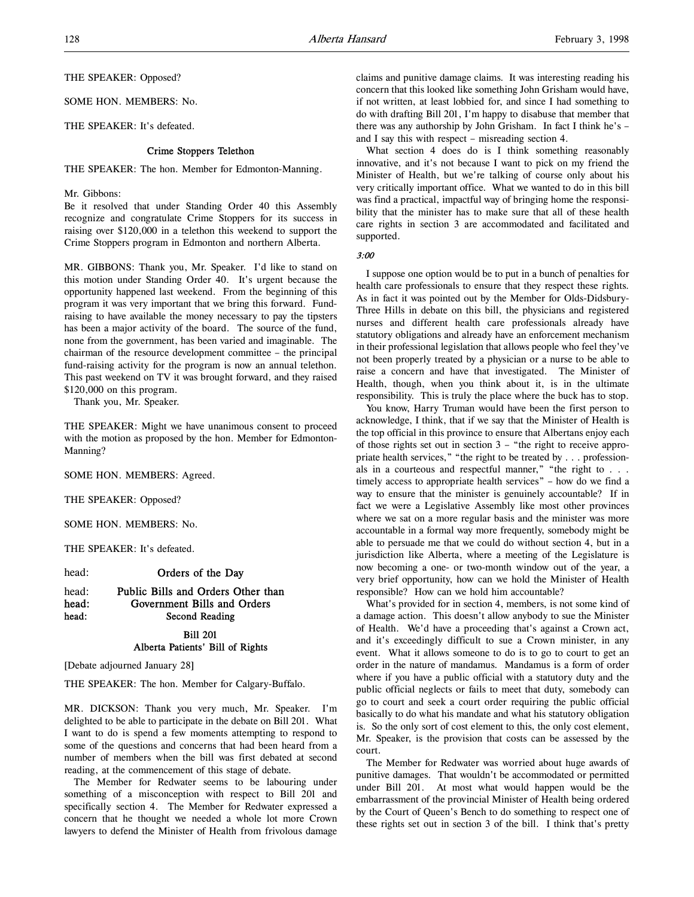THE SPEAKER: Opposed?

SOME HON. MEMBERS: No.

THE SPEAKER: It's defeated.

### Crime Stoppers Telethon

THE SPEAKER: The hon. Member for Edmonton-Manning.

Mr. Gibbons:

Be it resolved that under Standing Order 40 this Assembly recognize and congratulate Crime Stoppers for its success in raising over $120,000 in a telethon this weekend to support the Crime Stoppers program in Edmonton and northern Alberta.

MR. GIBBONS: Thank you, Mr. Speaker. I'd like to stand on this motion under Standing Order 40. It's urgent because the opportunity happened last weekend. From the beginning of this program it was very important that we bring this forward. Fundraising to have available the money necessary to pay the tipsters has been a major activity of the board. The source of the fund, none from the government, has been varied and imaginable. The chairman of the resource development committee – the principal fund-raising activity for the program is now an annual telethon. This past weekend on TV it was brought forward, and they raised $120,000 on this program.

Thank you, Mr. Speaker.

THE SPEAKER: Might we have unanimous consent to proceed with the motion as proposed by the hon. Member for Edmonton-Manning?

SOME HON. MEMBERS: Agreed.

THE SPEAKER: Opposed?

SOME HON. MEMBERS: No.

THE SPEAKER: It's defeated.

head: **Orders of the Day**

head: **Public Bills and Orders Other than**
head: **Government Bills and Orders**
head: **Second Reading**

### Bill 201
### Alberta Patients' Bill of Rights

[Debate adjourned January 28]

THE SPEAKER: The hon. Member for Calgary-Buffalo.

MR. DICKSON: Thank you very much, Mr. Speaker. I'm delighted to be able to participate in the debate on Bill 201. What I want to do is spend a few moments attempting to respond to some of the questions and concerns that had been heard from a number of members when the bill was first debated at second reading, at the commencement of this stage of debate.

The Member for Redwater seems to be labouring under something of a misconception with respect to Bill 201 and specifically section 4. The Member for Redwater expressed a concern that he thought we needed a whole lot more Crown lawyers to defend the Minister of Health from frivolous damage claims and punitive damage claims. It was interesting reading his concern that this looked like something John Grisham would have, if not written, at least lobbied for, and since I had something to do with drafting Bill 201, I'm happy to disabuse that member that there was any authorship by John Grisham. In fact I think he's – and I say this with respect – misreading section 4.

What section 4 does do is I think something reasonably innovative, and it's not because I want to pick on my friend the Minister of Health, but we're talking of course only about his very critically important office. What we wanted to do in this bill was find a practical, impactful way of bringing home the responsibility that the minister has to make sure that all of these health care rights in section 3 are accommodated and facilitated and supported.

*3:00*

I suppose one option would be to put in a bunch of penalties for health care professionals to ensure that they respect these rights. As in fact it was pointed out by the Member for Olds-Didsbury-Three Hills in debate on this bill, the physicians and registered nurses and different health care professionals already have statutory obligations and already have an enforcement mechanism in their professional legislation that allows people who feel they've not been properly treated by a physician or a nurse to be able to raise a concern and have that investigated. The Minister of Health, though, when you think about it, is in the ultimate responsibility. This is truly the place where the buck has to stop.

You know, Harry Truman would have been the first person to acknowledge, I think, that if we say that the Minister of Health is the top official in this province to ensure that Albertans enjoy each of those rights set out in section 3 – "the right to receive appropriate health services," "the right to be treated by . . . professionals in a courteous and respectful manner," "the right to . . . timely access to appropriate health services" – how do we find a way to ensure that the minister is genuinely accountable? If in fact we were a Legislative Assembly like most other provinces where we sat on a more regular basis and the minister was more accountable in a formal way more frequently, somebody might be able to persuade me that we could do without section 4, but in a jurisdiction like Alberta, where a meeting of the Legislature is now becoming a one- or two-month window out of the year, a very brief opportunity, how can we hold the Minister of Health responsible? How can we hold him accountable?

What's provided for in section 4, members, is not some kind of a damage action. This doesn't allow anybody to sue the Minister of Health. We'd have a proceeding that's against a Crown act, and it's exceedingly difficult to sue a Crown minister, in any event. What it allows someone to do is to go to court to get an order in the nature of mandamus. Mandamus is a form of order where if you have a public official with a statutory duty and the public official neglects or fails to meet that duty, somebody can go to court and seek a court order requiring the public official basically to do what his mandate and what his statutory obligation is. So the only sort of cost element to this, the only cost element, Mr. Speaker, is the provision that costs can be assessed by the court.

The Member for Redwater was worried about huge awards of punitive damages. That wouldn't be accommodated or permitted under Bill 201. At most what would happen would be the embarrassment of the provincial Minister of Health being ordered by the Court of Queen's Bench to do something to respect one of these rights set out in section 3 of the bill. I think that's pretty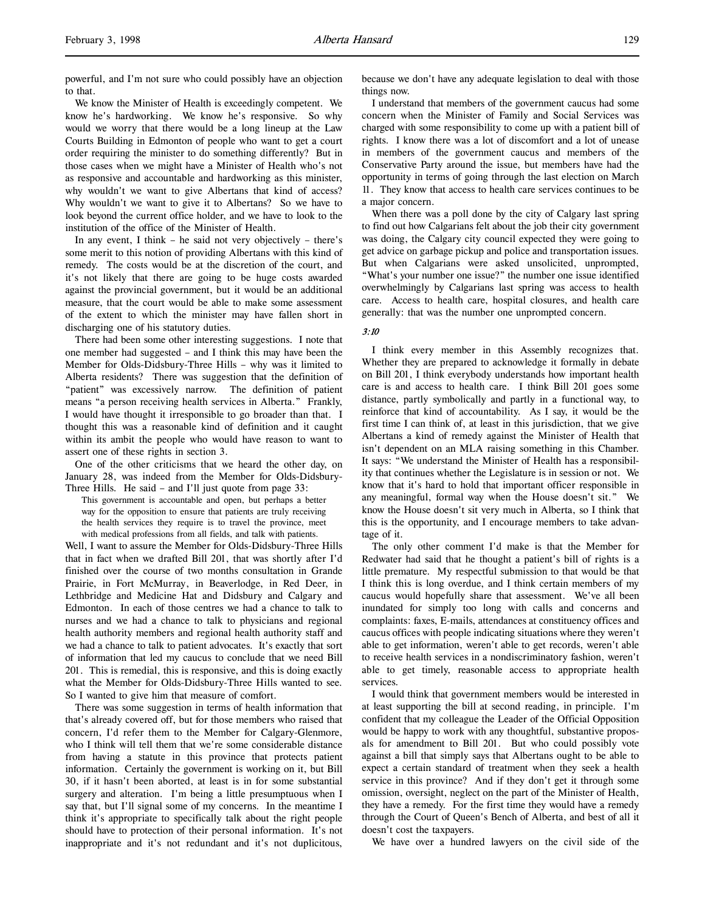powerful, and I'm not sure who could possibly have an objection to that.

We know the Minister of Health is exceedingly competent. We know he's hardworking. We know he's responsive. So why would we worry that there would be a long lineup at the Law Courts Building in Edmonton of people who want to get a court order requiring the minister to do something differently? But in those cases when we might have a Minister of Health who's not as responsive and accountable and hardworking as this minister, why wouldn't we want to give Albertans that kind of access? Why wouldn't we want to give it to Albertans? So we have to look beyond the current office holder, and we have to look to the institution of the office of the Minister of Health.

In any event, I think – he said not very objectively – there's some merit to this notion of providing Albertans with this kind of remedy. The costs would be at the discretion of the court, and it's not likely that there are going to be huge costs awarded against the provincial government, but it would be an additional measure, that the court would be able to make some assessment of the extent to which the minister may have fallen short in discharging one of his statutory duties.

There had been some other interesting suggestions. I note that one member had suggested – and I think this may have been the Member for Olds-Didsbury-Three Hills – why was it limited to Alberta residents? There was suggestion that the definition of "patient" was excessively narrow. The definition of patient means "a person receiving health services in Alberta." Frankly, I would have thought it irresponsible to go broader than that. I thought this was a reasonable kind of definition and it caught within its ambit the people who would have reason to want to assert one of these rights in section 3.

One of the other criticisms that we heard the other day, on January 28, was indeed from the Member for Olds-Didsbury-Three Hills. He said – and I'll just quote from page 33:

> This government is accountable and open, but perhaps a better way for the opposition to ensure that patients are truly receiving the health services they require is to travel the province, meet with medical professions from all fields, and talk with patients.

Well, I want to assure the Member for Olds-Didsbury-Three Hills that in fact when we drafted Bill 201, that was shortly after I'd finished over the course of two months consultation in Grande Prairie, in Fort McMurray, in Beaverlodge, in Red Deer, in Lethbridge and Medicine Hat and Didsbury and Calgary and Edmonton. In each of those centres we had a chance to talk to nurses and we had a chance to talk to physicians and regional health authority members and regional health authority staff and we had a chance to talk to patient advocates. It's exactly that sort of information that led my caucus to conclude that we need Bill 201. This is remedial, this is responsive, and this is doing exactly what the Member for Olds-Didsbury-Three Hills wanted to see. So I wanted to give him that measure of comfort.

There was some suggestion in terms of health information that that's already covered off, but for those members who raised that concern, I'd refer them to the Member for Calgary-Glenmore, who I think will tell them that we're some considerable distance from having a statute in this province that protects patient information. Certainly the government is working on it, but Bill 30, if it hasn't been aborted, at least is in for some substantial surgery and alteration. I'm being a little presumptuous when I say that, but I'll signal some of my concerns. In the meantime I think it's appropriate to specifically talk about the right people should have to protection of their personal information. It's not inappropriate and it's not redundant and it's not duplicitous, because we don't have any adequate legislation to deal with those things now.

I understand that members of the government caucus had some concern when the Minister of Family and Social Services was charged with some responsibility to come up with a patient bill of rights. I know there was a lot of discomfort and a lot of unease in members of the government caucus and members of the Conservative Party around the issue, but members have had the opportunity in terms of going through the last election on March 11. They know that access to health care services continues to be a major concern.

When there was a poll done by the city of Calgary last spring to find out how Calgarians felt about the job their city government was doing, the Calgary city council expected they were going to get advice on garbage pickup and police and transportation issues. But when Calgarians were asked unsolicited, unprompted, "What's your number one issue?" the number one issue identified overwhelmingly by Calgarians last spring was access to health care. Access to health care, hospital closures, and health care generally: that was the number one unprompted concern.

*3:10*

I think every member in this Assembly recognizes that. Whether they are prepared to acknowledge it formally in debate on Bill 201, I think everybody understands how important health care is and access to health care. I think Bill 201 goes some distance, partly symbolically and partly in a functional way, to reinforce that kind of accountability. As I say, it would be the first time I can think of, at least in this jurisdiction, that we give Albertans a kind of remedy against the Minister of Health that isn't dependent on an MLA raising something in this Chamber. It says: "We understand the Minister of Health has a responsibility that continues whether the Legislature is in session or not. We know that it's hard to hold that important officer responsible in any meaningful, formal way when the House doesn't sit." We know the House doesn't sit very much in Alberta, so I think that this is the opportunity, and I encourage members to take advantage of it.

The only other comment I'd make is that the Member for Redwater had said that he thought a patient's bill of rights is a little premature. My respectful submission to that would be that I think this is long overdue, and I think certain members of my caucus would hopefully share that assessment. We've all been inundated for simply too long with calls and concerns and complaints: faxes, E-mails, attendances at constituency offices and caucus offices with people indicating situations where they weren't able to get information, weren't able to get records, weren't able to receive health services in a nondiscriminatory fashion, weren't able to get timely, reasonable access to appropriate health services.

I would think that government members would be interested in at least supporting the bill at second reading, in principle. I'm confident that my colleague the Leader of the Official Opposition would be happy to work with any thoughtful, substantive proposals for amendment to Bill 201. But who could possibly vote against a bill that simply says that Albertans ought to be able to expect a certain standard of treatment when they seek a health service in this province? And if they don't get it through some omission, oversight, neglect on the part of the Minister of Health, they have a remedy. For the first time they would have a remedy through the Court of Queen's Bench of Alberta, and best of all it doesn't cost the taxpayers.

We have over a hundred lawyers on the civil side of the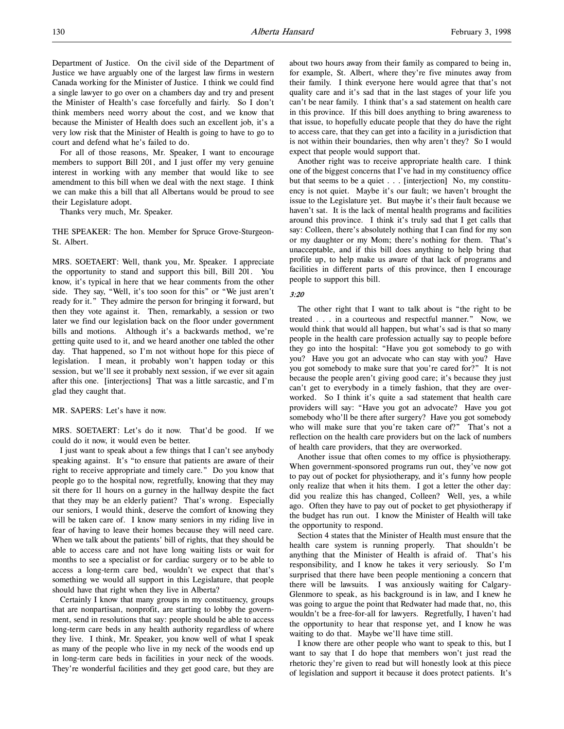Department of Justice. On the civil side of the Department of Justice we have arguably one of the largest law firms in western Canada working for the Minister of Justice. I think we could find a single lawyer to go over on a chambers day and try and present the Minister of Health's case forcefully and fairly. So I don't think members need worry about the cost, and we know that because the Minister of Health does such an excellent job, it's a very low risk that the Minister of Health is going to have to go to court and defend what he's failed to do.

For all of those reasons, Mr. Speaker, I want to encourage members to support Bill 201, and I just offer my very genuine interest in working with any member that would like to see amendment to this bill when we deal with the next stage. I think we can make this a bill that all Albertans would be proud to see their Legislature adopt.

Thanks very much, Mr. Speaker.

THE SPEAKER: The hon. Member for Spruce Grove-Sturgeon-St. Albert.

MRS. SOETAERT: Well, thank you, Mr. Speaker. I appreciate the opportunity to stand and support this bill, Bill 201. You know, it's typical in here that we hear comments from the other side. They say, "Well, it's too soon for this" or "We just aren't ready for it." They admire the person for bringing it forward, but then they vote against it. Then, remarkably, a session or two later we find our legislation back on the floor under government bills and motions. Although it's a backwards method, we're getting quite used to it, and we heard another one tabled the other day. That happened, so I'm not without hope for this piece of legislation. I mean, it probably won't happen today or this session, but we'll see it probably next session, if we ever sit again after this one. [interjections] That was a little sarcastic, and I'm glad they caught that.

MR. SAPERS: Let's have it now.

MRS. SOETAERT: Let's do it now. That'd be good. If we could do it now, it would even be better.

I just want to speak about a few things that I can't see anybody speaking against. It's "to ensure that patients are aware of their right to receive appropriate and timely care." Do you know that people go to the hospital now, regretfully, knowing that they may sit there for 11 hours on a gurney in the hallway despite the fact that they may be an elderly patient? That's wrong. Especially our seniors, I would think, deserve the comfort of knowing they will be taken care of. I know many seniors in my riding live in fear of having to leave their homes because they will need care. When we talk about the patients' bill of rights, that they should be able to access care and not have long waiting lists or wait for months to see a specialist or for cardiac surgery or to be able to access a long-term care bed, wouldn't we expect that that's something we would all support in this Legislature, that people should have that right when they live in Alberta?

Certainly I know that many groups in my constituency, groups that are nonpartisan, nonprofit, are starting to lobby the government, send in resolutions that say: people should be able to access long-term care beds in any health authority regardless of where they live. I think, Mr. Speaker, you know well of what I speak as many of the people who live in my neck of the woods end up in long-term care beds in facilities in your neck of the woods. They're wonderful facilities and they get good care, but they are about two hours away from their family as compared to being in, for example, St. Albert, where they're five minutes away from their family. I think everyone here would agree that that's not quality care and it's sad that in the last stages of your life you can't be near family. I think that's a sad statement on health care in this province. If this bill does anything to bring awareness to that issue, to hopefully educate people that they do have the right to access care, that they can get into a facility in a jurisdiction that is not within their boundaries, then why aren't they? So I would expect that people would support that.

Another right was to receive appropriate health care. I think one of the biggest concerns that I've had in my constituency office but that seems to be a quiet . . . [interjection] No, my constituency is not quiet. Maybe it's our fault; we haven't brought the issue to the Legislature yet. But maybe it's their fault because we haven't sat. It is the lack of mental health programs and facilities around this province. I think it's truly sad that I get calls that say: Colleen, there's absolutely nothing that I can find for my son or my daughter or my Mom; there's nothing for them. That's unacceptable, and if this bill does anything to help bring that profile up, to help make us aware of that lack of programs and facilities in different parts of this province, then I encourage people to support this bill.

*3:20*

The other right that I want to talk about is "the right to be treated . . . in a courteous and respectful manner." Now, we would think that would all happen, but what's sad is that so many people in the health care profession actually say to people before they go into the hospital: "Have you got somebody to go with you? Have you got an advocate who can stay with you? Have you got somebody to make sure that you're cared for?" It is not because the people aren't giving good care; it's because they just can't get to everybody in a timely fashion, that they are overworked. So I think it's quite a sad statement that health care providers will say: "Have you got an advocate? Have you got somebody who'll be there after surgery? Have you got somebody who will make sure that you're taken care of?" That's not a reflection on the health care providers but on the lack of numbers of health care providers, that they are overworked.

Another issue that often comes to my office is physiotherapy. When government-sponsored programs run out, they've now got to pay out of pocket for physiotherapy, and it's funny how people only realize that when it hits them. I got a letter the other day: did you realize this has changed, Colleen? Well, yes, a while ago. Often they have to pay out of pocket to get physiotherapy if the budget has run out. I know the Minister of Health will take the opportunity to respond.

Section 4 states that the Minister of Health must ensure that the health care system is running properly. That shouldn't be anything that the Minister of Health is afraid of. That's his responsibility, and I know he takes it very seriously. So I'm surprised that there have been people mentioning a concern that there will be lawsuits. I was anxiously waiting for Calgary-Glenmore to speak, as his background is in law, and I knew he was going to argue the point that Redwater had made that, no, this wouldn't be a free-for-all for lawyers. Regretfully, I haven't had the opportunity to hear that response yet, and I know he was waiting to do that. Maybe we'll have time still.

I know there are other people who want to speak to this, but I want to say that I do hope that members won't just read the rhetoric they're given to read but will honestly look at this piece of legislation and support it because it does protect patients. It's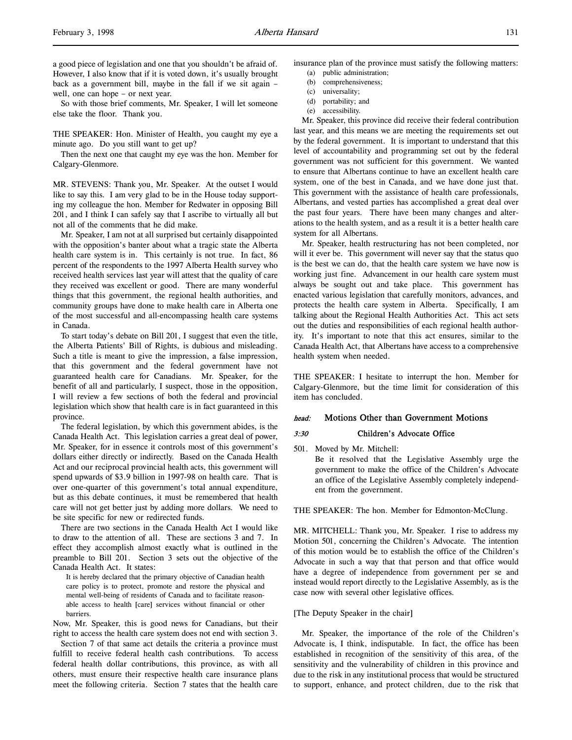a good piece of legislation and one that you shouldn't be afraid of. However, I also know that if it is voted down, it's usually brought back as a government bill, maybe in the fall if we sit again – well, one can hope – or next year.

So with those brief comments, Mr. Speaker, I will let someone else take the floor. Thank you.

THE SPEAKER: Hon. Minister of Health, you caught my eye a minute ago. Do you still want to get up?

Then the next one that caught my eye was the hon. Member for Calgary-Glenmore.

MR. STEVENS: Thank you, Mr. Speaker. At the outset I would like to say this. I am very glad to be in the House today supporting my colleague the hon. Member for Redwater in opposing Bill 201, and I think I can safely say that I ascribe to virtually all but not all of the comments that he did make.

Mr. Speaker, I am not at all surprised but certainly disappointed with the opposition's banter about what a tragic state the Alberta health care system is in. This certainly is not true. In fact, 86 percent of the respondents to the 1997 Alberta Health survey who received health services last year will attest that the quality of care they received was excellent or good. There are many wonderful things that this government, the regional health authorities, and community groups have done to make health care in Alberta one of the most successful and all-encompassing health care systems in Canada.

To start today's debate on Bill 201, I suggest that even the title, the Alberta Patients' Bill of Rights, is dubious and misleading. Such a title is meant to give the impression, a false impression, that this government and the federal government have not guaranteed health care for Canadians. Mr. Speaker, for the benefit of all and particularly, I suspect, those in the opposition, I will review a few sections of both the federal and provincial legislation which show that health care is in fact guaranteed in this province.

The federal legislation, by which this government abides, is the Canada Health Act. This legislation carries a great deal of power, Mr. Speaker, for in essence it controls most of this government's dollars either directly or indirectly. Based on the Canada Health Act and our reciprocal provincial health acts, this government will spend upwards of $3.9 billion in 1997-98 on health care. That is over one-quarter of this government's total annual expenditure, but as this debate continues, it must be remembered that health care will not get better just by adding more dollars. We need to be site specific for new or redirected funds.

There are two sections in the Canada Health Act I would like to draw to the attention of all. These are sections 3 and 7. In effect they accomplish almost exactly what is outlined in the preamble to Bill 201. Section 3 sets out the objective of the Canada Health Act. It states:

> It is hereby declared that the primary objective of Canadian health care policy is to protect, promote and restore the physical and mental well-being of residents of Canada and to facilitate reasonable access to health [care] services without financial or other barriers.

Now, Mr. Speaker, this is good news for Canadians, but their right to access the health care system does not end with section 3.

Section 7 of that same act details the criteria a province must fulfill to receive federal health cash contributions. To access federal health dollar contributions, this province, as with all others, must ensure their respective health care insurance plans meet the following criteria. Section 7 states that the health care insurance plan of the province must satisfy the following matters:

> (a) public administration;
> (b) comprehensiveness;
> (c) universality;
> (d) portability; and
> (e) accessibility.

Mr. Speaker, this province did receive their federal contribution last year, and this means we are meeting the requirements set out by the federal government. It is important to understand that this level of accountability and programming set out by the federal government was not sufficient for this government. We wanted to ensure that Albertans continue to have an excellent health care system, one of the best in Canada, and we have done just that. This government with the assistance of health care professionals, Albertans, and vested parties has accomplished a great deal over the past four years. There have been many changes and alterations to the health system, and as a result it is a better health care system for all Albertans.

Mr. Speaker, health restructuring has not been completed, nor will it ever be. This government will never say that the status quo is the best we can do, that the health care system we have now is working just fine. Advancement in our health care system must always be sought out and take place. This government has enacted various legislation that carefully monitors, advances, and protects the health care system in Alberta. Specifically, I am talking about the Regional Health Authorities Act. This act sets out the duties and responsibilities of each regional health authority. It's important to note that this act ensures, similar to the Canada Health Act, that Albertans have access to a comprehensive health system when needed.

THE SPEAKER: I hesitate to interrupt the hon. Member for Calgary-Glenmore, but the time limit for consideration of this item has concluded.

## *head:* Motions Other than Government Motions

### *3:30* Children's Advocate Office

501. Moved by Mr. Mitchell:
> Be it resolved that the Legislative Assembly urge the government to make the office of the Children's Advocate an office of the Legislative Assembly completely independent from the government.

THE SPEAKER: The hon. Member for Edmonton-McClung.

MR. MITCHELL: Thank you, Mr. Speaker. I rise to address my Motion 501, concerning the Children's Advocate. The intention of this motion would be to establish the office of the Children's Advocate in such a way that that person and that office would have a degree of independence from government per se and instead would report directly to the Legislative Assembly, as is the case now with several other legislative offices.

[The Deputy Speaker in the chair]

Mr. Speaker, the importance of the role of the Children's Advocate is, I think, indisputable. In fact, the office has been established in recognition of the sensitivity of this area, of the sensitivity and the vulnerability of children in this province and due to the risk in any institutional process that would be structured to support, enhance, and protect children, due to the risk that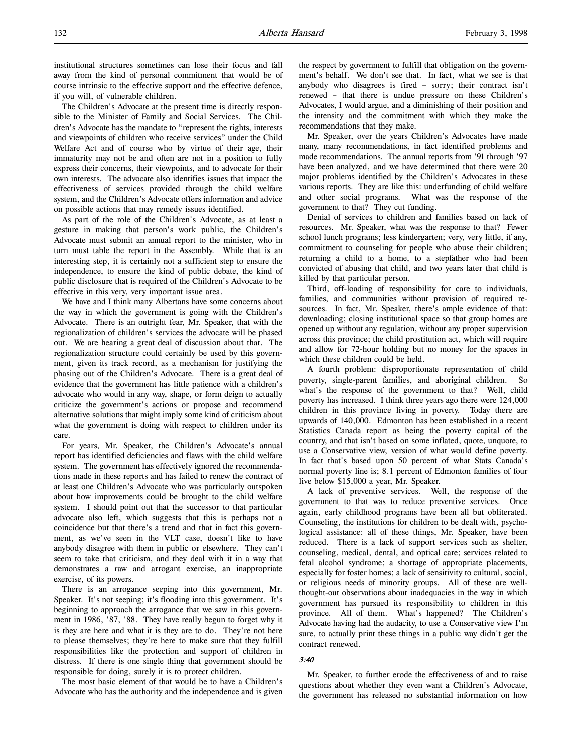institutional structures sometimes can lose their focus and fall away from the kind of personal commitment that would be of course intrinsic to the effective support and the effective defence, if you will, of vulnerable children.

The Children's Advocate at the present time is directly responsible to the Minister of Family and Social Services. The Children's Advocate has the mandate to "represent the rights, interests and viewpoints of children who receive services" under the Child Welfare Act and of course who by virtue of their age, their immaturity may not be and often are not in a position to fully express their concerns, their viewpoints, and to advocate for their own interests. The advocate also identifies issues that impact the effectiveness of services provided through the child welfare system, and the Children's Advocate offers information and advice on possible actions that may remedy issues identified.

As part of the role of the Children's Advocate, as at least a gesture in making that person's work public, the Children's Advocate must submit an annual report to the minister, who in turn must table the report in the Assembly. While that is an interesting step, it is certainly not a sufficient step to ensure the independence, to ensure the kind of public debate, the kind of public disclosure that is required of the Children's Advocate to be effective in this very, very important issue area.

We have and I think many Albertans have some concerns about the way in which the government is going with the Children's Advocate. There is an outright fear, Mr. Speaker, that with the regionalization of children's services the advocate will be phased out. We are hearing a great deal of discussion about that. The regionalization structure could certainly be used by this government, given its track record, as a mechanism for justifying the phasing out of the Children's Advocate. There is a great deal of evidence that the government has little patience with a children's advocate who would in any way, shape, or form deign to actually criticize the government's actions or propose and recommend alternative solutions that might imply some kind of criticism about what the government is doing with respect to children under its care.

For years, Mr. Speaker, the Children's Advocate's annual report has identified deficiencies and flaws with the child welfare system. The government has effectively ignored the recommendations made in these reports and has failed to renew the contract of at least one Children's Advocate who was particularly outspoken about how improvements could be brought to the child welfare system. I should point out that the successor to that particular advocate also left, which suggests that this is perhaps not a coincidence but that there's a trend and that in fact this government, as we've seen in the VLT case, doesn't like to have anybody disagree with them in public or elsewhere. They can't seem to take that criticism, and they deal with it in a way that demonstrates a raw and arrogant exercise, an inappropriate exercise, of its powers.

There is an arrogance seeping into this government, Mr. Speaker. It's not seeping; it's flooding into this government. It's beginning to approach the arrogance that we saw in this government in 1986, '87, '88. They have really begun to forget why it is they are here and what it is they are to do. They're not here to please themselves; they're here to make sure that they fulfill responsibilities like the protection and support of children in distress. If there is one single thing that government should be responsible for doing, surely it is to protect children.

The most basic element of that would be to have a Children's Advocate who has the authority and the independence and is given the respect by government to fulfill that obligation on the government's behalf. We don't see that. In fact, what we see is that anybody who disagrees is fired – sorry; their contract isn't renewed – that there is undue pressure on these Children's Advocates, I would argue, and a diminishing of their position and the intensity and the commitment with which they make the recommendations that they make.

Mr. Speaker, over the years Children's Advocates have made many, many recommendations, in fact identified problems and made recommendations. The annual reports from '91 through '97 have been analyzed, and we have determined that there were 20 major problems identified by the Children's Advocates in these various reports. They are like this: underfunding of child welfare and other social programs. What was the response of the government to that? They cut funding.

Denial of services to children and families based on lack of resources. Mr. Speaker, what was the response to that? Fewer school lunch programs; less kindergarten; very, very little, if any, commitment to counseling for people who abuse their children; returning a child to a home, to a stepfather who had been convicted of abusing that child, and two years later that child is killed by that particular person.

Third, off-loading of responsibility for care to individuals, families, and communities without provision of required resources. In fact, Mr. Speaker, there's ample evidence of that: downloading; closing institutional space so that group homes are opened up without any regulation, without any proper supervision across this province; the child prostitution act, which will require and allow for 72-hour holding but no money for the spaces in which these children could be held.

A fourth problem: disproportionate representation of child poverty, single-parent families, and aboriginal children. So what's the response of the government to that? Well, child poverty has increased. I think three years ago there were 124,000 children in this province living in poverty. Today there are upwards of 140,000. Edmonton has been established in a recent Statistics Canada report as being the poverty capital of the country, and that isn't based on some inflated, quote, unquote, to use a Conservative view, version of what would define poverty. In fact that's based upon 50 percent of what Stats Canada's normal poverty line is; 8.1 percent of Edmonton families of four live below $15,000 a year, Mr. Speaker.

A lack of preventive services. Well, the response of the government to that was to reduce preventive services. Once again, early childhood programs have been all but obliterated. Counseling, the institutions for children to be dealt with, psychological assistance: all of these things, Mr. Speaker, have been reduced. There is a lack of support services such as shelter, counseling, medical, dental, and optical care; services related to fetal alcohol syndrome; a shortage of appropriate placements, especially for foster homes; a lack of sensitivity to cultural, social, or religious needs of minority groups. All of these are well-thought-out observations about inadequacies in the way in which government has pursued its responsibility to children in this province. All of them. What's happened? The Children's Advocate having had the audacity, to use a Conservative view I'm sure, to actually print these things in a public way didn't get the contract renewed.

*3:40*

Mr. Speaker, to further erode the effectiveness of and to raise questions about whether they even want a Children's Advocate, the government has released no substantial information on how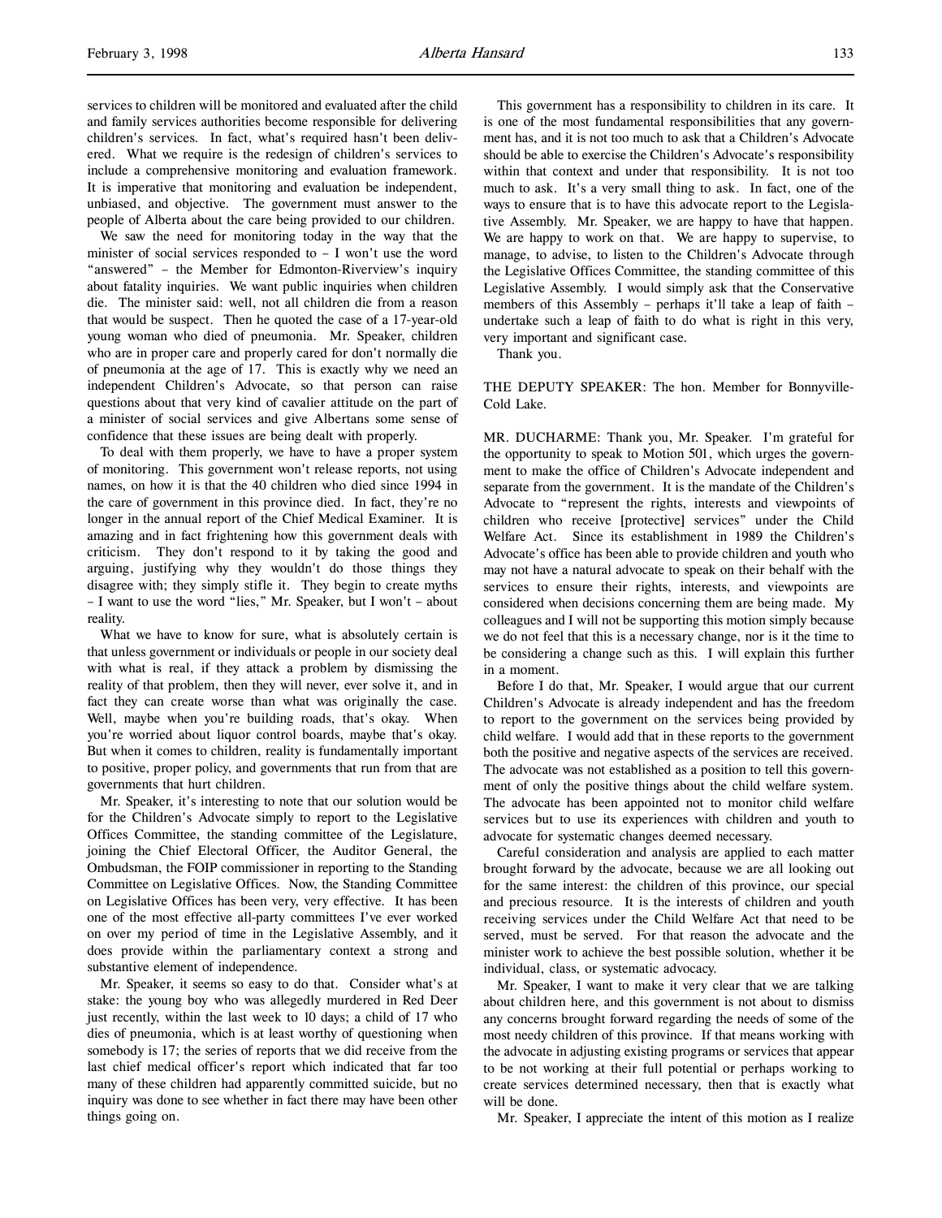services to children will be monitored and evaluated after the child and family services authorities become responsible for delivering children's services. In fact, what's required hasn't been delivered. What we require is the redesign of children's services to include a comprehensive monitoring and evaluation framework. It is imperative that monitoring and evaluation be independent, unbiased, and objective. The government must answer to the people of Alberta about the care being provided to our children.

We saw the need for monitoring today in the way that the minister of social services responded to – I won't use the word "answered" – the Member for Edmonton-Riverview's inquiry about fatality inquiries. We want public inquiries when children die. The minister said: well, not all children die from a reason that would be suspect. Then he quoted the case of a 17-year-old young woman who died of pneumonia. Mr. Speaker, children who are in proper care and properly cared for don't normally die of pneumonia at the age of 17. This is exactly why we need an independent Children's Advocate, so that person can raise questions about that very kind of cavalier attitude on the part of a minister of social services and give Albertans some sense of confidence that these issues are being dealt with properly.

To deal with them properly, we have to have a proper system of monitoring. This government won't release reports, not using names, on how it is that the 40 children who died since 1994 in the care of government in this province died. In fact, they're no longer in the annual report of the Chief Medical Examiner. It is amazing and in fact frightening how this government deals with criticism. They don't respond to it by taking the good and arguing, justifying why they wouldn't do those things they disagree with; they simply stifle it. They begin to create myths – I want to use the word "lies," Mr. Speaker, but I won't – about reality.

What we have to know for sure, what is absolutely certain is that unless government or individuals or people in our society deal with what is real, if they attack a problem by dismissing the reality of that problem, then they will never, ever solve it, and in fact they can create worse than what was originally the case. Well, maybe when you're building roads, that's okay. When you're worried about liquor control boards, maybe that's okay. But when it comes to children, reality is fundamentally important to positive, proper policy, and governments that run from that are governments that hurt children.

Mr. Speaker, it's interesting to note that our solution would be for the Children's Advocate simply to report to the Legislative Offices Committee, the standing committee of the Legislature, joining the Chief Electoral Officer, the Auditor General, the Ombudsman, the FOIP commissioner in reporting to the Standing Committee on Legislative Offices. Now, the Standing Committee on Legislative Offices has been very, very effective. It has been one of the most effective all-party committees I've ever worked on over my period of time in the Legislative Assembly, and it does provide within the parliamentary context a strong and substantive element of independence.

Mr. Speaker, it seems so easy to do that. Consider what's at stake: the young boy who was allegedly murdered in Red Deer just recently, within the last week to 10 days; a child of 17 who dies of pneumonia, which is at least worthy of questioning when somebody is 17; the series of reports that we did receive from the last chief medical officer's report which indicated that far too many of these children had apparently committed suicide, but no inquiry was done to see whether in fact there may have been other things going on.

This government has a responsibility to children in its care. It is one of the most fundamental responsibilities that any government has, and it is not too much to ask that a Children's Advocate should be able to exercise the Children's Advocate's responsibility within that context and under that responsibility. It is not too much to ask. It's a very small thing to ask. In fact, one of the ways to ensure that is to have this advocate report to the Legislative Assembly. Mr. Speaker, we are happy to have that happen. We are happy to work on that. We are happy to supervise, to manage, to advise, to listen to the Children's Advocate through the Legislative Offices Committee, the standing committee of this Legislative Assembly. I would simply ask that the Conservative members of this Assembly – perhaps it'll take a leap of faith – undertake such a leap of faith to do what is right in this very, very important and significant case.

Thank you.

THE DEPUTY SPEAKER: The hon. Member for Bonnyville-Cold Lake.

MR. DUCHARME: Thank you, Mr. Speaker. I'm grateful for the opportunity to speak to Motion 501, which urges the government to make the office of Children's Advocate independent and separate from the government. It is the mandate of the Children's Advocate to "represent the rights, interests and viewpoints of children who receive [protective] services" under the Child Welfare Act. Since its establishment in 1989 the Children's Advocate's office has been able to provide children and youth who may not have a natural advocate to speak on their behalf with the services to ensure their rights, interests, and viewpoints are considered when decisions concerning them are being made. My colleagues and I will not be supporting this motion simply because we do not feel that this is a necessary change, nor is it the time to be considering a change such as this. I will explain this further in a moment.

Before I do that, Mr. Speaker, I would argue that our current Children's Advocate is already independent and has the freedom to report to the government on the services being provided by child welfare. I would add that in these reports to the government both the positive and negative aspects of the services are received. The advocate was not established as a position to tell this government of only the positive things about the child welfare system. The advocate has been appointed not to monitor child welfare services but to use its experiences with children and youth to advocate for systematic changes deemed necessary.

Careful consideration and analysis are applied to each matter brought forward by the advocate, because we are all looking out for the same interest: the children of this province, our special and precious resource. It is the interests of children and youth receiving services under the Child Welfare Act that need to be served, must be served. For that reason the advocate and the minister work to achieve the best possible solution, whether it be individual, class, or systematic advocacy.

Mr. Speaker, I want to make it very clear that we are talking about children here, and this government is not about to dismiss any concerns brought forward regarding the needs of some of the most needy children of this province. If that means working with the advocate in adjusting existing programs or services that appear to be not working at their full potential or perhaps working to create services determined necessary, then that is exactly what will be done.

Mr. Speaker, I appreciate the intent of this motion as I realize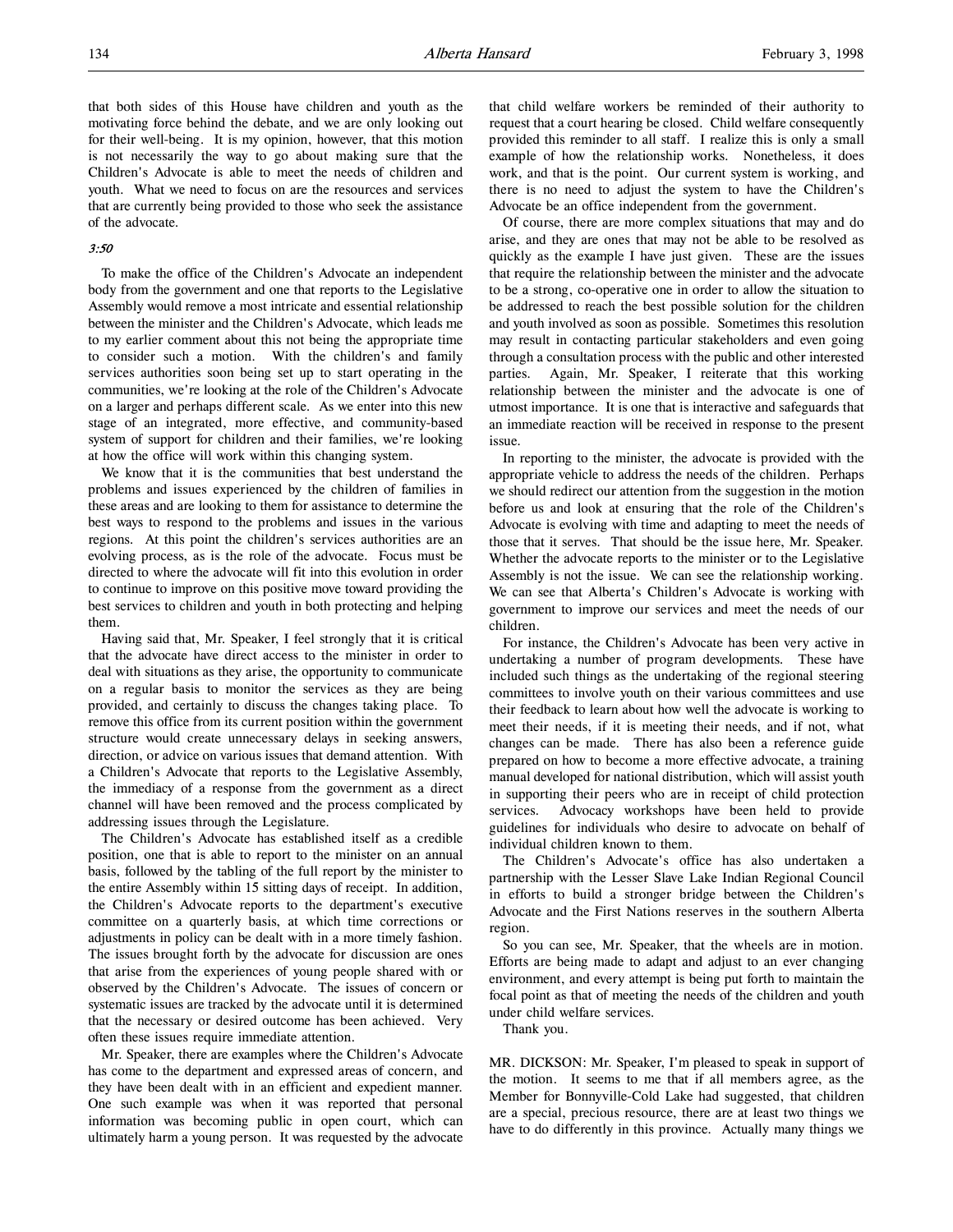that both sides of this House have children and youth as the motivating force behind the debate, and we are only looking out for their well-being. It is my opinion, however, that this motion is not necessarily the way to go about making sure that the Children's Advocate is able to meet the needs of children and youth. What we need to focus on are the resources and services that are currently being provided to those who seek the assistance of the advocate.

*3:50*

To make the office of the Children's Advocate an independent body from the government and one that reports to the Legislative Assembly would remove a most intricate and essential relationship between the minister and the Children's Advocate, which leads me to my earlier comment about this not being the appropriate time to consider such a motion. With the children's and family services authorities soon being set up to start operating in the communities, we're looking at the role of the Children's Advocate on a larger and perhaps different scale. As we enter into this new stage of an integrated, more effective, and community-based system of support for children and their families, we're looking at how the office will work within this changing system.

We know that it is the communities that best understand the problems and issues experienced by the children of families in these areas and are looking to them for assistance to determine the best ways to respond to the problems and issues in the various regions. At this point the children's services authorities are an evolving process, as is the role of the advocate. Focus must be directed to where the advocate will fit into this evolution in order to continue to improve on this positive move toward providing the best services to children and youth in both protecting and helping them.

Having said that, Mr. Speaker, I feel strongly that it is critical that the advocate have direct access to the minister in order to deal with situations as they arise, the opportunity to communicate on a regular basis to monitor the services as they are being provided, and certainly to discuss the changes taking place. To remove this office from its current position within the government structure would create unnecessary delays in seeking answers, direction, or advice on various issues that demand attention. With a Children's Advocate that reports to the Legislative Assembly, the immediacy of a response from the government as a direct channel will have been removed and the process complicated by addressing issues through the Legislature.

The Children's Advocate has established itself as a credible position, one that is able to report to the minister on an annual basis, followed by the tabling of the full report by the minister to the entire Assembly within 15 sitting days of receipt. In addition, the Children's Advocate reports to the department's executive committee on a quarterly basis, at which time corrections or adjustments in policy can be dealt with in a more timely fashion. The issues brought forth by the advocate for discussion are ones that arise from the experiences of young people shared with or observed by the Children's Advocate. The issues of concern or systematic issues are tracked by the advocate until it is determined that the necessary or desired outcome has been achieved. Very often these issues require immediate attention.

Mr. Speaker, there are examples where the Children's Advocate has come to the department and expressed areas of concern, and they have been dealt with in an efficient and expedient manner. One such example was when it was reported that personal information was becoming public in open court, which can ultimately harm a young person. It was requested by the advocate that child welfare workers be reminded of their authority to request that a court hearing be closed. Child welfare consequently provided this reminder to all staff. I realize this is only a small example of how the relationship works. Nonetheless, it does work, and that is the point. Our current system is working, and there is no need to adjust the system to have the Children's Advocate be an office independent from the government.

Of course, there are more complex situations that may and do arise, and they are ones that may not be able to be resolved as quickly as the example I have just given. These are the issues that require the relationship between the minister and the advocate to be a strong, co-operative one in order to allow the situation to be addressed to reach the best possible solution for the children and youth involved as soon as possible. Sometimes this resolution may result in contacting particular stakeholders and even going through a consultation process with the public and other interested parties. Again, Mr. Speaker, I reiterate that this working relationship between the minister and the advocate is one of utmost importance. It is one that is interactive and safeguards that an immediate reaction will be received in response to the present issue.

In reporting to the minister, the advocate is provided with the appropriate vehicle to address the needs of the children. Perhaps we should redirect our attention from the suggestion in the motion before us and look at ensuring that the role of the Children's Advocate is evolving with time and adapting to meet the needs of those that it serves. That should be the issue here, Mr. Speaker. Whether the advocate reports to the minister or to the Legislative Assembly is not the issue. We can see the relationship working. We can see that Alberta's Children's Advocate is working with government to improve our services and meet the needs of our children.

For instance, the Children's Advocate has been very active in undertaking a number of program developments. These have included such things as the undertaking of the regional steering committees to involve youth on their various committees and use their feedback to learn about how well the advocate is working to meet their needs, if it is meeting their needs, and if not, what changes can be made. There has also been a reference guide prepared on how to become a more effective advocate, a training manual developed for national distribution, which will assist youth in supporting their peers who are in receipt of child protection services. Advocacy workshops have been held to provide guidelines for individuals who desire to advocate on behalf of individual children known to them.

The Children's Advocate's office has also undertaken a partnership with the Lesser Slave Lake Indian Regional Council in efforts to build a stronger bridge between the Children's Advocate and the First Nations reserves in the southern Alberta region.

So you can see, Mr. Speaker, that the wheels are in motion. Efforts are being made to adapt and adjust to an ever changing environment, and every attempt is being put forth to maintain the focal point as that of meeting the needs of the children and youth under child welfare services.

Thank you.

MR. DICKSON: Mr. Speaker, I'm pleased to speak in support of the motion. It seems to me that if all members agree, as the Member for Bonnyville-Cold Lake had suggested, that children are a special, precious resource, there are at least two things we have to do differently in this province. Actually many things we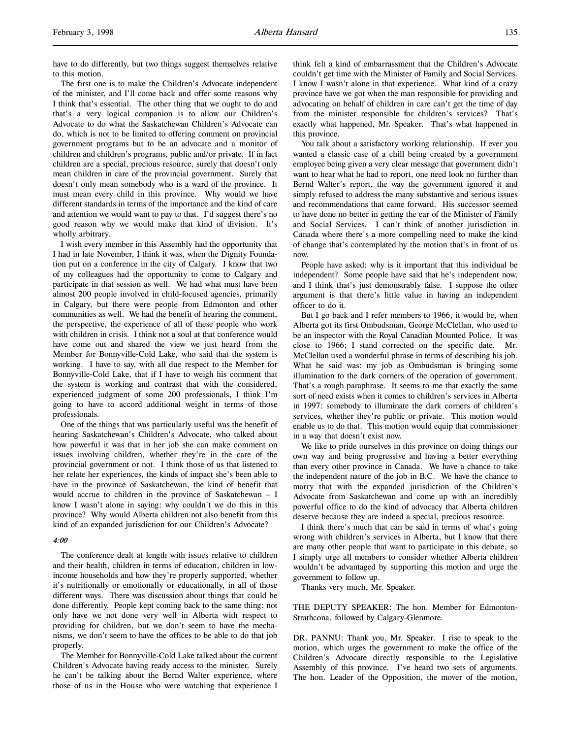have to do differently, but two things suggest themselves relative to this motion.

The first one is to make the Children's Advocate independent of the minister, and I'll come back and offer some reasons why I think that's essential. The other thing that we ought to do and that's a very logical companion is to allow our Children's Advocate to do what the Saskatchewan Children's Advocate can do, which is not to be limited to offering comment on provincial government programs but to be an advocate and a monitor of children and children's programs, public and/or private. If in fact children are a special, precious resource, surely that doesn't only mean children in care of the provincial government. Surely that doesn't only mean somebody who is a ward of the province. It must mean every child in this province. Why would we have different standards in terms of the importance and the kind of care and attention we would want to pay to that. I'd suggest there's no good reason why we would make that kind of division. It's wholly arbitrary.

I wish every member in this Assembly had the opportunity that I had in late November, I think it was, when the Dignity Foundation put on a conference in the city of Calgary. I know that two of my colleagues had the opportunity to come to Calgary and participate in that session as well. We had what must have been almost 200 people involved in child-focused agencies, primarily in Calgary, but there were people from Edmonton and other communities as well. We had the benefit of hearing the comment, the perspective, the experience of all of these people who work with children in crisis. I think not a soul at that conference would have come out and shared the view we just heard from the Member for Bonnyville-Cold Lake, who said that the system is working. I have to say, with all due respect to the Member for Bonnyville-Cold Lake, that if I have to weigh his comment that the system is working and contrast that with the considered, experienced judgment of some 200 professionals, I think I'm going to have to accord additional weight in terms of those professionals.

One of the things that was particularly useful was the benefit of hearing Saskatchewan's Children's Advocate, who talked about how powerful it was that in her job she can make comment on issues involving children, whether they're in the care of the provincial government or not. I think those of us that listened to her relate her experiences, the kinds of impact she's been able to have in the province of Saskatchewan, the kind of benefit that would accrue to children in the province of Saskatchewan – I know I wasn't alone in saying: why couldn't we do this in this province? Why would Alberta children not also benefit from this kind of an expanded jurisdiction for our Children's Advocate?

*4:00*

The conference dealt at length with issues relative to children and their health, children in terms of education, children in low-income households and how they're properly supported, whether it's nutritionally or emotionally or educationally, in all of those different ways. There was discussion about things that could be done differently. People kept coming back to the same thing: not only have we not done very well in Alberta with respect to providing for children, but we don't seem to have the mechanisms, we don't seem to have the offices to be able to do that job properly.

The Member for Bonnyville-Cold Lake talked about the current Children's Advocate having ready access to the minister. Surely he can't be talking about the Bernd Walter experience, where those of us in the House who were watching that experience I think felt a kind of embarrassment that the Children's Advocate couldn't get time with the Minister of Family and Social Services. I know I wasn't alone in that experience. What kind of a crazy province have we got when the man responsible for providing and advocating on behalf of children in care can't get the time of day from the minister responsible for children's services? That's exactly what happened, Mr. Speaker. That's what happened in this province.

You talk about a satisfactory working relationship. If ever you wanted a classic case of a chill being created by a government employee being given a very clear message that government didn't want to hear what he had to report, one need look no further than Bernd Walter's report, the way the government ignored it and simply refused to address the many substantive and serious issues and recommendations that came forward. His successor seemed to have done no better in getting the ear of the Minister of Family and Social Services. I can't think of another jurisdiction in Canada where there's a more compelling need to make the kind of change that's contemplated by the motion that's in front of us now.

People have asked: why is it important that this individual be independent? Some people have said that he's independent now, and I think that's just demonstrably false. I suppose the other argument is that there's little value in having an independent officer to do it.

But I go back and I refer members to 1966, it would be, when Alberta got its first Ombudsman, George McClellan, who used to be an inspector with the Royal Canadian Mounted Police. It was close to 1966; I stand corrected on the specific date. Mr. McClellan used a wonderful phrase in terms of describing his job. What he said was: my job as Ombudsman is bringing some illumination to the dark corners of the operation of government. That's a rough paraphrase. It seems to me that exactly the same sort of need exists when it comes to children's services in Alberta in 1997: somebody to illuminate the dark corners of children's services, whether they're public or private. This motion would enable us to do that. This motion would equip that commissioner in a way that doesn't exist now.

We like to pride ourselves in this province on doing things our own way and being progressive and having a better everything than every other province in Canada. We have a chance to take the independent nature of the job in B.C. We have the chance to marry that with the expanded jurisdiction of the Children's Advocate from Saskatchewan and come up with an incredibly powerful office to do the kind of advocacy that Alberta children deserve because they are indeed a special, precious resource.

I think there's much that can be said in terms of what's going wrong with children's services in Alberta, but I know that there are many other people that want to participate in this debate, so I simply urge all members to consider whether Alberta children wouldn't be advantaged by supporting this motion and urge the government to follow up.

Thanks very much, Mr. Speaker.

THE DEPUTY SPEAKER: The hon. Member for Edmonton-Strathcona, followed by Calgary-Glenmore.

DR. PANNU: Thank you, Mr. Speaker. I rise to speak to the motion, which urges the government to make the office of the Children's Advocate directly responsible to the Legislative Assembly of this province. I've heard two sets of arguments. The hon. Leader of the Opposition, the mover of the motion,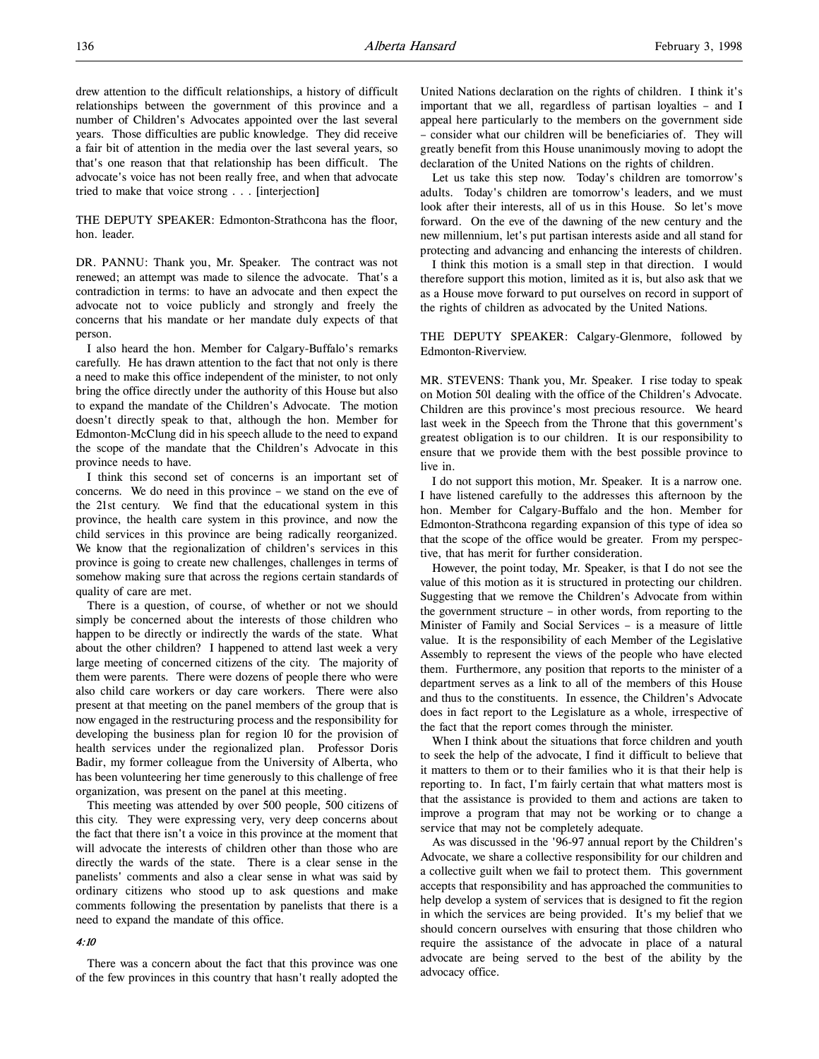drew attention to the difficult relationships, a history of difficult relationships between the government of this province and a number of Children's Advocates appointed over the last several years. Those difficulties are public knowledge. They did receive a fair bit of attention in the media over the last several years, so that's one reason that that relationship has been difficult. The advocate's voice has not been really free, and when that advocate tried to make that voice strong . . . [interjection]

THE DEPUTY SPEAKER: Edmonton-Strathcona has the floor, hon. leader.

DR. PANNU: Thank you, Mr. Speaker. The contract was not renewed; an attempt was made to silence the advocate. That's a contradiction in terms: to have an advocate and then expect the advocate not to voice publicly and strongly and freely the concerns that his mandate or her mandate duly expects of that person.

I also heard the hon. Member for Calgary-Buffalo's remarks carefully. He has drawn attention to the fact that not only is there a need to make this office independent of the minister, to not only bring the office directly under the authority of this House but also to expand the mandate of the Children's Advocate. The motion doesn't directly speak to that, although the hon. Member for Edmonton-McClung did in his speech allude to the need to expand the scope of the mandate that the Children's Advocate in this province needs to have.

I think this second set of concerns is an important set of concerns. We do need in this province – we stand on the eve of the 21st century. We find that the educational system in this province, the health care system in this province, and now the child services in this province are being radically reorganized. We know that the regionalization of children's services in this province is going to create new challenges, challenges in terms of somehow making sure that across the regions certain standards of quality of care are met.

There is a question, of course, of whether or not we should simply be concerned about the interests of those children who happen to be directly or indirectly the wards of the state. What about the other children? I happened to attend last week a very large meeting of concerned citizens of the city. The majority of them were parents. There were dozens of people there who were also child care workers or day care workers. There were also present at that meeting on the panel members of the group that is now engaged in the restructuring process and the responsibility for developing the business plan for region 10 for the provision of health services under the regionalized plan. Professor Doris Badir, my former colleague from the University of Alberta, who has been volunteering her time generously to this challenge of free organization, was present on the panel at this meeting.

This meeting was attended by over 500 people, 500 citizens of this city. They were expressing very, very deep concerns about the fact that there isn't a voice in this province at the moment that will advocate the interests of children other than those who are directly the wards of the state. There is a clear sense in the panelists' comments and also a clear sense in what was said by ordinary citizens who stood up to ask questions and make comments following the presentation by panelists that there is a need to expand the mandate of this office.

*4:10*

There was a concern about the fact that this province was one of the few provinces in this country that hasn't really adopted the United Nations declaration on the rights of children. I think it's important that we all, regardless of partisan loyalties – and I appeal here particularly to the members on the government side – consider what our children will be beneficiaries of. They will greatly benefit from this House unanimously moving to adopt the declaration of the United Nations on the rights of children.

Let us take this step now. Today's children are tomorrow's adults. Today's children are tomorrow's leaders, and we must look after their interests, all of us in this House. So let's move forward. On the eve of the dawning of the new century and the new millennium, let's put partisan interests aside and all stand for protecting and advancing and enhancing the interests of children.

I think this motion is a small step in that direction. I would therefore support this motion, limited as it is, but also ask that we as a House move forward to put ourselves on record in support of the rights of children as advocated by the United Nations.

THE DEPUTY SPEAKER: Calgary-Glenmore, followed by Edmonton-Riverview.

MR. STEVENS: Thank you, Mr. Speaker. I rise today to speak on Motion 501 dealing with the office of the Children's Advocate. Children are this province's most precious resource. We heard last week in the Speech from the Throne that this government's greatest obligation is to our children. It is our responsibility to ensure that we provide them with the best possible province to live in.

I do not support this motion, Mr. Speaker. It is a narrow one. I have listened carefully to the addresses this afternoon by the hon. Member for Calgary-Buffalo and the hon. Member for Edmonton-Strathcona regarding expansion of this type of idea so that the scope of the office would be greater. From my perspective, that has merit for further consideration.

However, the point today, Mr. Speaker, is that I do not see the value of this motion as it is structured in protecting our children. Suggesting that we remove the Children's Advocate from within the government structure – in other words, from reporting to the Minister of Family and Social Services – is a measure of little value. It is the responsibility of each Member of the Legislative Assembly to represent the views of the people who have elected them. Furthermore, any position that reports to the minister of a department serves as a link to all of the members of this House and thus to the constituents. In essence, the Children's Advocate does in fact report to the Legislature as a whole, irrespective of the fact that the report comes through the minister.

When I think about the situations that force children and youth to seek the help of the advocate, I find it difficult to believe that it matters to them or to their families who it is that their help is reporting to. In fact, I'm fairly certain that what matters most is that the assistance is provided to them and actions are taken to improve a program that may not be working or to change a service that may not be completely adequate.

As was discussed in the '96-97 annual report by the Children's Advocate, we share a collective responsibility for our children and a collective guilt when we fail to protect them. This government accepts that responsibility and has approached the communities to help develop a system of services that is designed to fit the region in which the services are being provided. It's my belief that we should concern ourselves with ensuring that those children who require the assistance of the advocate in place of a natural advocate are being served to the best of the ability by the advocacy office.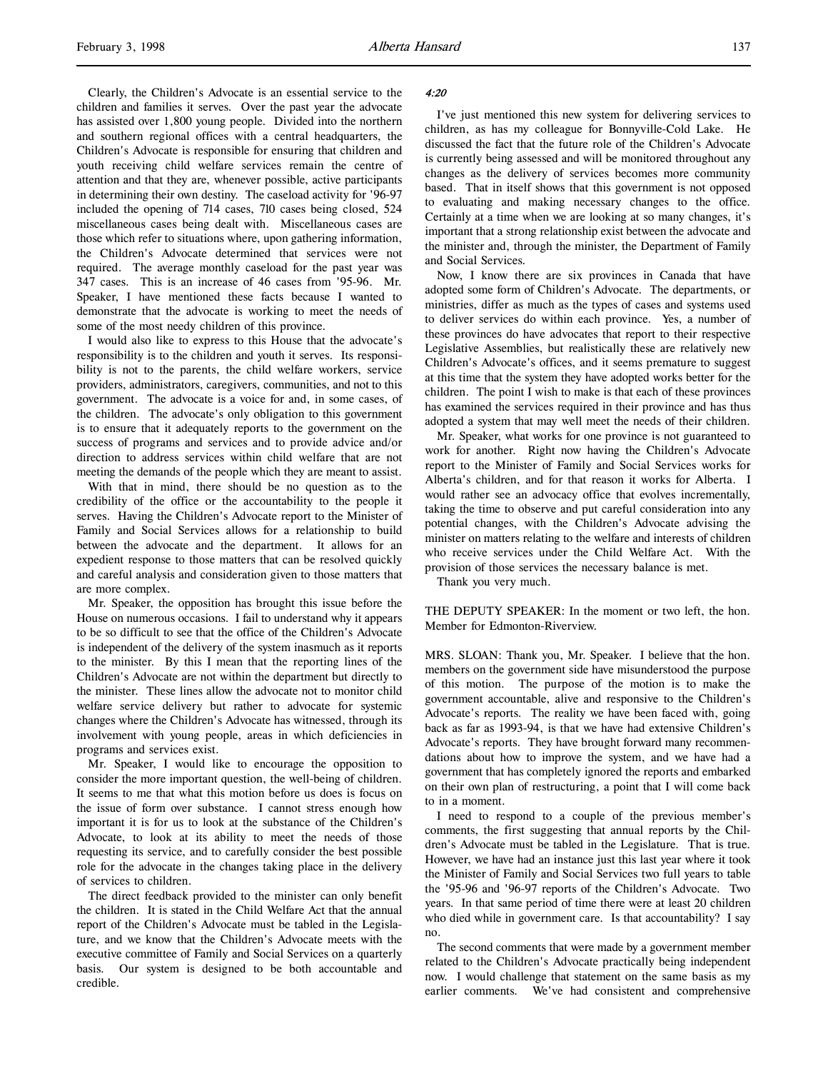Clearly, the Children's Advocate is an essential service to the children and families it serves. Over the past year the advocate has assisted over 1,800 young people. Divided into the northern and southern regional offices with a central headquarters, the Children's Advocate is responsible for ensuring that children and youth receiving child welfare services remain the centre of attention and that they are, whenever possible, active participants in determining their own destiny. The caseload activity for '96-97 included the opening of 714 cases, 710 cases being closed, 524 miscellaneous cases being dealt with. Miscellaneous cases are those which refer to situations where, upon gathering information, the Children's Advocate determined that services were not required. The average monthly caseload for the past year was 347 cases. This is an increase of 46 cases from '95-96. Mr. Speaker, I have mentioned these facts because I wanted to demonstrate that the advocate is working to meet the needs of some of the most needy children of this province.

I would also like to express to this House that the advocate's responsibility is to the children and youth it serves. Its responsibility is not to the parents, the child welfare workers, service providers, administrators, caregivers, communities, and not to this government. The advocate is a voice for and, in some cases, of the children. The advocate's only obligation to this government is to ensure that it adequately reports to the government on the success of programs and services and to provide advice and/or direction to address services within child welfare that are not meeting the demands of the people which they are meant to assist.

With that in mind, there should be no question as to the credibility of the office or the accountability to the people it serves. Having the Children's Advocate report to the Minister of Family and Social Services allows for a relationship to build between the advocate and the department. It allows for an expedient response to those matters that can be resolved quickly and careful analysis and consideration given to those matters that are more complex.

Mr. Speaker, the opposition has brought this issue before the House on numerous occasions. I fail to understand why it appears to be so difficult to see that the office of the Children's Advocate is independent of the delivery of the system inasmuch as it reports to the minister. By this I mean that the reporting lines of the Children's Advocate are not within the department but directly to the minister. These lines allow the advocate not to monitor child welfare service delivery but rather to advocate for systemic changes where the Children's Advocate has witnessed, through its involvement with young people, areas in which deficiencies in programs and services exist.

Mr. Speaker, I would like to encourage the opposition to consider the more important question, the well-being of children. It seems to me that what this motion before us does is focus on the issue of form over substance. I cannot stress enough how important it is for us to look at the substance of the Children's Advocate, to look at its ability to meet the needs of those requesting its service, and to carefully consider the best possible role for the advocate in the changes taking place in the delivery of services to children.

The direct feedback provided to the minister can only benefit the children. It is stated in the Child Welfare Act that the annual report of the Children's Advocate must be tabled in the Legislature, and we know that the Children's Advocate meets with the executive committee of Family and Social Services on a quarterly basis. Our system is designed to be both accountable and credible.

*4:20*

I've just mentioned this new system for delivering services to children, as has my colleague for Bonnyville-Cold Lake. He discussed the fact that the future role of the Children's Advocate is currently being assessed and will be monitored throughout any changes as the delivery of services becomes more community based. That in itself shows that this government is not opposed to evaluating and making necessary changes to the office. Certainly at a time when we are looking at so many changes, it's important that a strong relationship exist between the advocate and the minister and, through the minister, the Department of Family and Social Services.

Now, I know there are six provinces in Canada that have adopted some form of Children's Advocate. The departments, or ministries, differ as much as the types of cases and systems used to deliver services do within each province. Yes, a number of these provinces do have advocates that report to their respective Legislative Assemblies, but realistically these are relatively new Children's Advocate's offices, and it seems premature to suggest at this time that the system they have adopted works better for the children. The point I wish to make is that each of these provinces has examined the services required in their province and has thus adopted a system that may well meet the needs of their children.

Mr. Speaker, what works for one province is not guaranteed to work for another. Right now having the Children's Advocate report to the Minister of Family and Social Services works for Alberta's children, and for that reason it works for Alberta. I would rather see an advocacy office that evolves incrementally, taking the time to observe and put careful consideration into any potential changes, with the Children's Advocate advising the minister on matters relating to the welfare and interests of children who receive services under the Child Welfare Act. With the provision of those services the necessary balance is met.

Thank you very much.

THE DEPUTY SPEAKER: In the moment or two left, the hon. Member for Edmonton-Riverview.

MRS. SLOAN: Thank you, Mr. Speaker. I believe that the hon. members on the government side have misunderstood the purpose of this motion. The purpose of the motion is to make the government accountable, alive and responsive to the Children's Advocate's reports. The reality we have been faced with, going back as far as 1993-94, is that we have had extensive Children's Advocate's reports. They have brought forward many recommendations about how to improve the system, and we have had a government that has completely ignored the reports and embarked on their own plan of restructuring, a point that I will come back to in a moment.

I need to respond to a couple of the previous member's comments, the first suggesting that annual reports by the Children's Advocate must be tabled in the Legislature. That is true. However, we have had an instance just this last year where it took the Minister of Family and Social Services two full years to table the '95-96 and '96-97 reports of the Children's Advocate. Two years. In that same period of time there were at least 20 children who died while in government care. Is that accountability? I say no.

The second comments that were made by a government member related to the Children's Advocate practically being independent now. I would challenge that statement on the same basis as my earlier comments. We've had consistent and comprehensive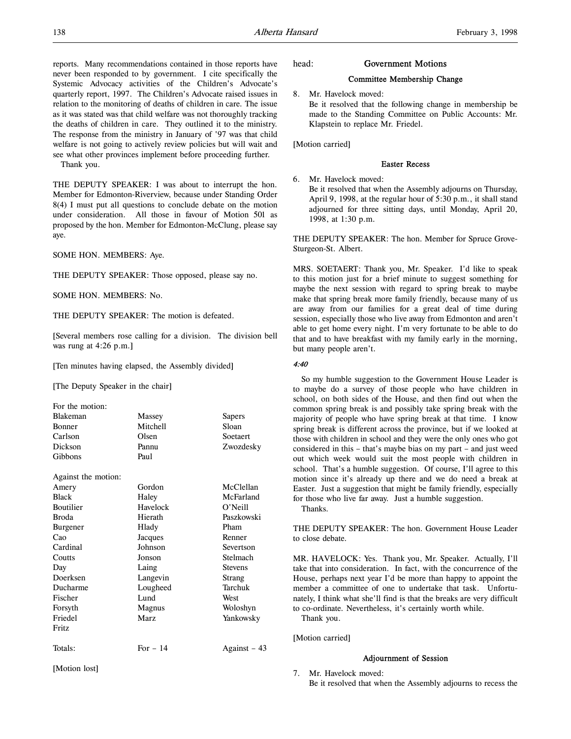reports. Many recommendations contained in those reports have never been responded to by government. I cite specifically the Systemic Advocacy activities of the Children's Advocate's quarterly report, 1997. The Children's Advocate raised issues in relation to the monitoring of deaths of children in care. The issue as it was stated was that child welfare was not thoroughly tracking the deaths of children in care. They outlined it to the ministry. The response from the ministry in January of '97 was that child welfare is not going to actively review policies but will wait and see what other provinces implement before proceeding further.

Thank you.

THE DEPUTY SPEAKER: I was about to interrupt the hon. Member for Edmonton-Riverview, because under Standing Order 8(4) I must put all questions to conclude debate on the motion under consideration. All those in favour of Motion 501 as proposed by the hon. Member for Edmonton-McClung, please say aye.

SOME HON. MEMBERS: Aye.

THE DEPUTY SPEAKER: Those opposed, please say no.

SOME HON. MEMBERS: No.

THE DEPUTY SPEAKER: The motion is defeated.

[Several members rose calling for a division. The division bell was rung at 4:26 p.m.]

[Ten minutes having elapsed, the Assembly divided]

[The Deputy Speaker in the chair]

For the motion:

| | | |
|---|---|---|
| Blakeman | Massey | Sapers |
| Bonner | Mitchell | Sloan |
| Carlson | Olsen | Soetaert |
| Dickson | Pannu | Zwozdesky |
| Gibbons | Paul | |

Against the motion:

| | | |
|---|---|---|
| Amery | Gordon | McClellan |
| Black | Haley | McFarland |
| Boutilier | Havelock | O'Neill |
| Broda | Hierath | Paszkowski |
| Burgener | Hlady | Pham |
| Cao | Jacques | Renner |
| Cardinal | Johnson | Severtson |
| Coutts | Jonson | Stelmach |
| Day | Laing | Stevens |
| Doerksen | Langevin | Strang |
| Ducharme | Lougheed | Tarchuk |
| Fischer | Lund | West |
| Forsyth | Magnus | Woloshyn |
| Friedel | Marz | Yankowsky |
| Fritz | | |

| | | |
|---|---|---|
| Totals: | For – 14 | Against – 43 |

[Motion lost]

head: **Government Motions**

### Committee Membership Change

8. Mr. Havelock moved:
   Be it resolved that the following change in membership be made to the Standing Committee on Public Accounts: Mr. Klapstein to replace Mr. Friedel.

[Motion carried]

### Easter Recess

6. Mr. Havelock moved:
   Be it resolved that when the Assembly adjourns on Thursday, April 9, 1998, at the regular hour of 5:30 p.m., it shall stand adjourned for three sitting days, until Monday, April 20, 1998, at 1:30 p.m.

THE DEPUTY SPEAKER: The hon. Member for Spruce Grove-Sturgeon-St. Albert.

MRS. SOETAERT: Thank you, Mr. Speaker. I'd like to speak to this motion just for a brief minute to suggest something for maybe the next session with regard to spring break to maybe make that spring break more family friendly, because many of us are away from our families for a great deal of time during session, especially those who live away from Edmonton and aren't able to get home every night. I'm very fortunate to be able to do that and to have breakfast with my family early in the morning, but many people aren't.

*4:40*

So my humble suggestion to the Government House Leader is to maybe do a survey of those people who have children in school, on both sides of the House, and then find out when the common spring break is and possibly take spring break with the majority of people who have spring break at that time. I know spring break is different across the province, but if we looked at those with children in school and they were the only ones who got considered in this – that's maybe bias on my part – and just weed out which week would suit the most people with children in school. That's a humble suggestion. Of course, I'll agree to this motion since it's already up there and we do need a break at Easter. Just a suggestion that might be family friendly, especially for those who live far away. Just a humble suggestion.

Thanks.

THE DEPUTY SPEAKER: The hon. Government House Leader to close debate.

MR. HAVELOCK: Yes. Thank you, Mr. Speaker. Actually, I'll take that into consideration. In fact, with the concurrence of the House, perhaps next year I'd be more than happy to appoint the member a committee of one to undertake that task. Unfortunately, I think what she'll find is that the breaks are very difficult to co-ordinate. Nevertheless, it's certainly worth while.

Thank you.

[Motion carried]

### Adjournment of Session

7. Mr. Havelock moved:
   Be it resolved that when the Assembly adjourns to recess the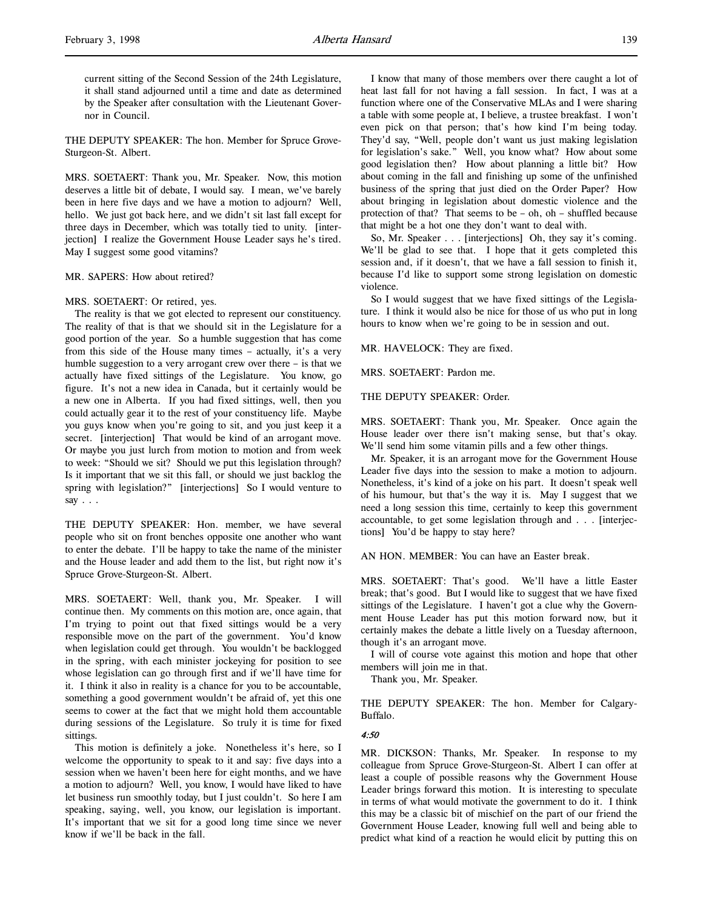current sitting of the Second Session of the 24th Legislature, it shall stand adjourned until a time and date as determined by the Speaker after consultation with the Lieutenant Governor in Council.

THE DEPUTY SPEAKER: The hon. Member for Spruce Grove-Sturgeon-St. Albert.

MRS. SOETAERT: Thank you, Mr. Speaker. Now, this motion deserves a little bit of debate, I would say. I mean, we've barely been in here five days and we have a motion to adjourn? Well, hello. We just got back here, and we didn't sit last fall except for three days in December, which was totally tied to unity. [interjection] I realize the Government House Leader says he's tired. May I suggest some good vitamins?

MR. SAPERS: How about retired?

MRS. SOETAERT: Or retired, yes.

The reality is that we got elected to represent our constituency. The reality of that is that we should sit in the Legislature for a good portion of the year. So a humble suggestion that has come from this side of the House many times – actually, it's a very humble suggestion to a very arrogant crew over there – is that we actually have fixed sittings of the Legislature. You know, go figure. It's not a new idea in Canada, but it certainly would be a new one in Alberta. If you had fixed sittings, well, then you could actually gear it to the rest of your constituency life. Maybe you guys know when you're going to sit, and you just keep it a secret. [interjection] That would be kind of an arrogant move. Or maybe you just lurch from motion to motion and from week to week: "Should we sit? Should we put this legislation through? Is it important that we sit this fall, or should we just backlog the spring with legislation?" [interjections] So I would venture to say . . .

THE DEPUTY SPEAKER: Hon. member, we have several people who sit on front benches opposite one another who want to enter the debate. I'll be happy to take the name of the minister and the House leader and add them to the list, but right now it's Spruce Grove-Sturgeon-St. Albert.

MRS. SOETAERT: Well, thank you, Mr. Speaker. I will continue then. My comments on this motion are, once again, that I'm trying to point out that fixed sittings would be a very responsible move on the part of the government. You'd know when legislation could get through. You wouldn't be backlogged in the spring, with each minister jockeying for position to see whose legislation can go through first and if we'll have time for it. I think it also in reality is a chance for you to be accountable, something a good government wouldn't be afraid of, yet this one seems to cower at the fact that we might hold them accountable during sessions of the Legislature. So truly it is time for fixed sittings.

This motion is definitely a joke. Nonetheless it's here, so I welcome the opportunity to speak to it and say: five days into a session when we haven't been here for eight months, and we have a motion to adjourn? Well, you know, I would have liked to have let business run smoothly today, but I just couldn't. So here I am speaking, saying, well, you know, our legislation is important. It's important that we sit for a good long time since we never know if we'll be back in the fall.

I know that many of those members over there caught a lot of heat last fall for not having a fall session. In fact, I was at a function where one of the Conservative MLAs and I were sharing a table with some people at, I believe, a trustee breakfast. I won't even pick on that person; that's how kind I'm being today. They'd say, "Well, people don't want us just making legislation for legislation's sake." Well, you know what? How about some good legislation then? How about planning a little bit? How about coming in the fall and finishing up some of the unfinished business of the spring that just died on the Order Paper? How about bringing in legislation about domestic violence and the protection of that? That seems to be – oh, oh – shuffled because that might be a hot one they don't want to deal with.

So, Mr. Speaker . . . [interjections] Oh, they say it's coming. We'll be glad to see that. I hope that it gets completed this session and, if it doesn't, that we have a fall session to finish it, because I'd like to support some strong legislation on domestic violence.

So I would suggest that we have fixed sittings of the Legislature. I think it would also be nice for those of us who put in long hours to know when we're going to be in session and out.

MR. HAVELOCK: They are fixed.

MRS. SOETAERT: Pardon me.

THE DEPUTY SPEAKER: Order.

MRS. SOETAERT: Thank you, Mr. Speaker. Once again the House leader over there isn't making sense, but that's okay. We'll send him some vitamin pills and a few other things.

Mr. Speaker, it is an arrogant move for the Government House Leader five days into the session to make a motion to adjourn. Nonetheless, it's kind of a joke on his part. It doesn't speak well of his humour, but that's the way it is. May I suggest that we need a long session this time, certainly to keep this government accountable, to get some legislation through and . . . [interjections] You'd be happy to stay here?

AN HON. MEMBER: You can have an Easter break.

MRS. SOETAERT: That's good. We'll have a little Easter break; that's good. But I would like to suggest that we have fixed sittings of the Legislature. I haven't got a clue why the Government House Leader has put this motion forward now, but it certainly makes the debate a little lively on a Tuesday afternoon, though it's an arrogant move.

I will of course vote against this motion and hope that other members will join me in that.

Thank you, Mr. Speaker.

THE DEPUTY SPEAKER: The hon. Member for Calgary-Buffalo.

*4:50*

MR. DICKSON: Thanks, Mr. Speaker. In response to my colleague from Spruce Grove-Sturgeon-St. Albert I can offer at least a couple of possible reasons why the Government House Leader brings forward this motion. It is interesting to speculate in terms of what would motivate the government to do it. I think this may be a classic bit of mischief on the part of our friend the Government House Leader, knowing full well and being able to predict what kind of a reaction he would elicit by putting this on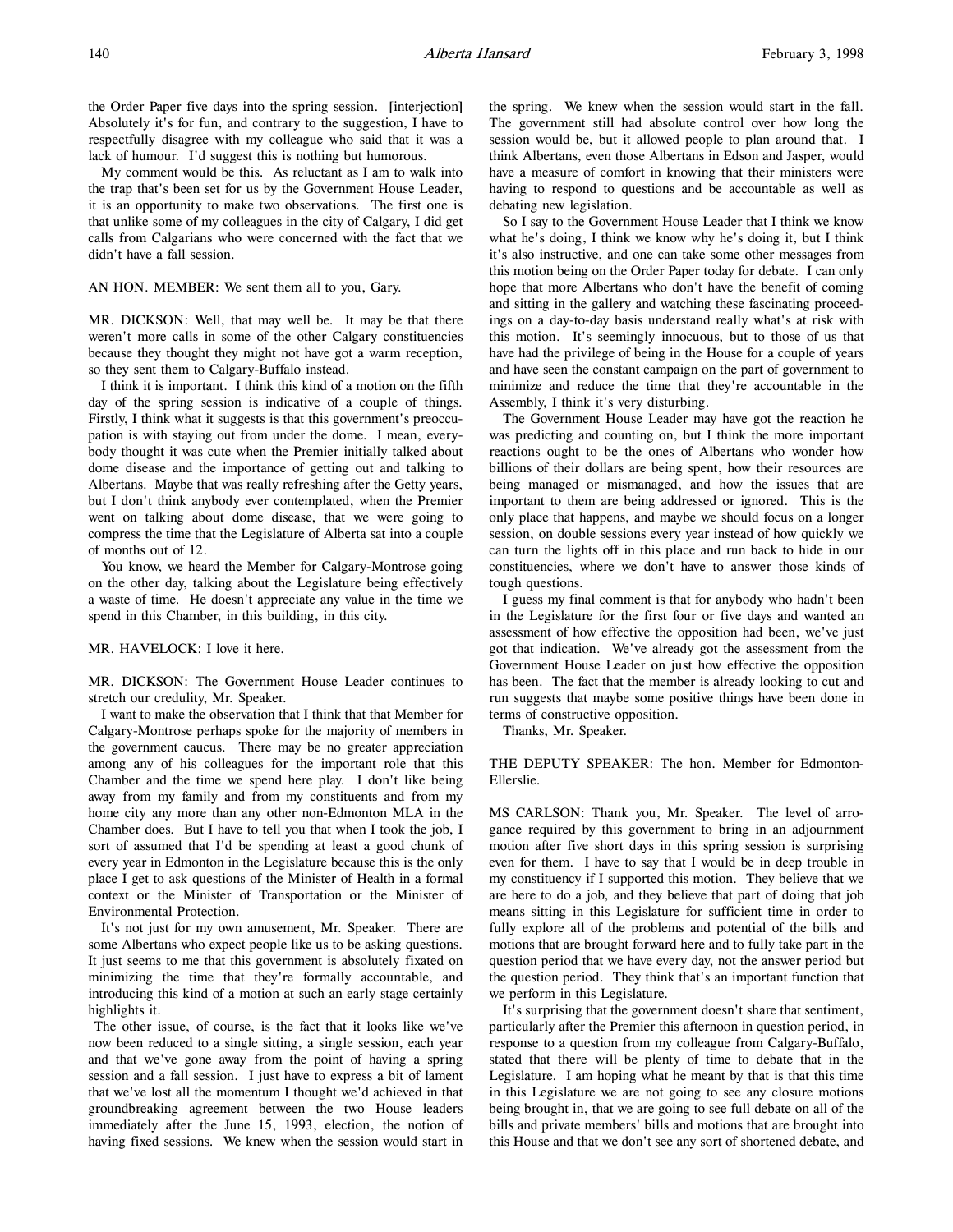the Order Paper five days into the spring session. [interjection] Absolutely it's for fun, and contrary to the suggestion, I have to respectfully disagree with my colleague who said that it was a lack of humour. I'd suggest this is nothing but humorous.

My comment would be this. As reluctant as I am to walk into the trap that's been set for us by the Government House Leader, it is an opportunity to make two observations. The first one is that unlike some of my colleagues in the city of Calgary, I did get calls from Calgarians who were concerned with the fact that we didn't have a fall session.

AN HON. MEMBER: We sent them all to you, Gary.

MR. DICKSON: Well, that may well be. It may be that there weren't more calls in some of the other Calgary constituencies because they thought they might not have got a warm reception, so they sent them to Calgary-Buffalo instead.

I think it is important. I think this kind of a motion on the fifth day of the spring session is indicative of a couple of things. Firstly, I think what it suggests is that this government's preoccupation is with staying out from under the dome. I mean, everybody thought it was cute when the Premier initially talked about dome disease and the importance of getting out and talking to Albertans. Maybe that was really refreshing after the Getty years, but I don't think anybody ever contemplated, when the Premier went on talking about dome disease, that we were going to compress the time that the Legislature of Alberta sat into a couple of months out of 12.

You know, we heard the Member for Calgary-Montrose going on the other day, talking about the Legislature being effectively a waste of time. He doesn't appreciate any value in the time we spend in this Chamber, in this building, in this city.

MR. HAVELOCK: I love it here.

MR. DICKSON: The Government House Leader continues to stretch our credulity, Mr. Speaker.

I want to make the observation that I think that that Member for Calgary-Montrose perhaps spoke for the majority of members in the government caucus. There may be no greater appreciation among any of his colleagues for the important role that this Chamber and the time we spend here play. I don't like being away from my family and from my constituents and from my home city any more than any other non-Edmonton MLA in the Chamber does. But I have to tell you that when I took the job, I sort of assumed that I'd be spending at least a good chunk of every year in Edmonton in the Legislature because this is the only place I get to ask questions of the Minister of Health in a formal context or the Minister of Transportation or the Minister of Environmental Protection.

It's not just for my own amusement, Mr. Speaker. There are some Albertans who expect people like us to be asking questions. It just seems to me that this government is absolutely fixated on minimizing the time that they're formally accountable, and introducing this kind of a motion at such an early stage certainly highlights it.

The other issue, of course, is the fact that it looks like we've now been reduced to a single sitting, a single session, each year and that we've gone away from the point of having a spring session and a fall session. I just have to express a bit of lament that we've lost all the momentum I thought we'd achieved in that groundbreaking agreement between the two House leaders immediately after the June 15, 1993, election, the notion of having fixed sessions. We knew when the session would start in the spring. We knew when the session would start in the fall. The government still had absolute control over how long the session would be, but it allowed people to plan around that. I think Albertans, even those Albertans in Edson and Jasper, would have a measure of comfort in knowing that their ministers were having to respond to questions and be accountable as well as debating new legislation.

So I say to the Government House Leader that I think we know what he's doing, I think we know why he's doing it, but I think it's also instructive, and one can take some other messages from this motion being on the Order Paper today for debate. I can only hope that more Albertans who don't have the benefit of coming and sitting in the gallery and watching these fascinating proceedings on a day-to-day basis understand really what's at risk with this motion. It's seemingly innocuous, but to those of us that have had the privilege of being in the House for a couple of years and have seen the constant campaign on the part of government to minimize and reduce the time that they're accountable in the Assembly, I think it's very disturbing.

The Government House Leader may have got the reaction he was predicting and counting on, but I think the more important reactions ought to be the ones of Albertans who wonder how billions of their dollars are being spent, how their resources are being managed or mismanaged, and how the issues that are important to them are being addressed or ignored. This is the only place that happens, and maybe we should focus on a longer session, on double sessions every year instead of how quickly we can turn the lights off in this place and run back to hide in our constituencies, where we don't have to answer those kinds of tough questions.

I guess my final comment is that for anybody who hadn't been in the Legislature for the first four or five days and wanted an assessment of how effective the opposition had been, we've just got that indication. We've already got the assessment from the Government House Leader on just how effective the opposition has been. The fact that the member is already looking to cut and run suggests that maybe some positive things have been done in terms of constructive opposition.

Thanks, Mr. Speaker.

THE DEPUTY SPEAKER: The hon. Member for Edmonton-Ellerslie.

MS CARLSON: Thank you, Mr. Speaker. The level of arrogance required by this government to bring in an adjournment motion after five short days in this spring session is surprising even for them. I have to say that I would be in deep trouble in my constituency if I supported this motion. They believe that we are here to do a job, and they believe that part of doing that job means sitting in this Legislature for sufficient time in order to fully explore all of the problems and potential of the bills and motions that are brought forward here and to fully take part in the question period that we have every day, not the answer period but the question period. They think that's an important function that we perform in this Legislature.

It's surprising that the government doesn't share that sentiment, particularly after the Premier this afternoon in question period, in response to a question from my colleague from Calgary-Buffalo, stated that there will be plenty of time to debate that in the Legislature. I am hoping what he meant by that is that this time in this Legislature we are not going to see any closure motions being brought in, that we are going to see full debate on all of the bills and private members' bills and motions that are brought into this House and that we don't see any sort of shortened debate, and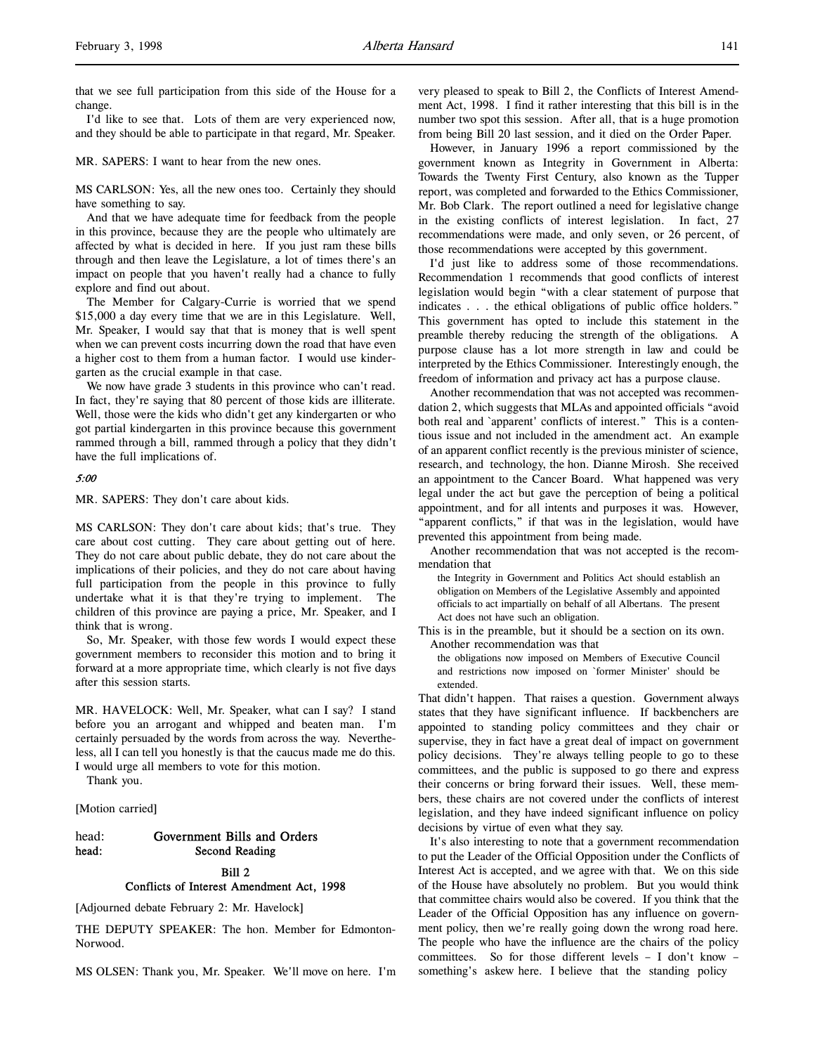that we see full participation from this side of the House for a change.

I'd like to see that. Lots of them are very experienced now, and they should be able to participate in that regard, Mr. Speaker.

MR. SAPERS: I want to hear from the new ones.

MS CARLSON: Yes, all the new ones too. Certainly they should have something to say.

And that we have adequate time for feedback from the people in this province, because they are the people who ultimately are affected by what is decided in here. If you just ram these bills through and then leave the Legislature, a lot of times there's an impact on people that you haven't really had a chance to fully explore and find out about.

The Member for Calgary-Currie is worried that we spend $15,000 a day every time that we are in this Legislature. Well, Mr. Speaker, I would say that that is money that is well spent when we can prevent costs incurring down the road that have even a higher cost to them from a human factor. I would use kindergarten as the crucial example in that case.

We now have grade 3 students in this province who can't read. In fact, they're saying that 80 percent of those kids are illiterate. Well, those were the kids who didn't get any kindergarten or who got partial kindergarten in this province because this government rammed through a bill, rammed through a policy that they didn't have the full implications of.

*5:00*

MR. SAPERS: They don't care about kids.

MS CARLSON: They don't care about kids; that's true. They care about cost cutting. They care about getting out of here. They do not care about public debate, they do not care about the implications of their policies, and they do not care about having full participation from the people in this province to fully undertake what it is that they're trying to implement. The children of this province are paying a price, Mr. Speaker, and I think that is wrong.

So, Mr. Speaker, with those few words I would expect these government members to reconsider this motion and to bring it forward at a more appropriate time, which clearly is not five days after this session starts.

MR. HAVELOCK: Well, Mr. Speaker, what can I say? I stand before you an arrogant and whipped and beaten man. I'm certainly persuaded by the words from across the way. Nevertheless, all I can tell you honestly is that the caucus made me do this. I would urge all members to vote for this motion.

Thank you.

[Motion carried]

head: **Government Bills and Orders**
head: **Second Reading**

**Bill 2**
**Conflicts of Interest Amendment Act, 1998**

[Adjourned debate February 2: Mr. Havelock]

THE DEPUTY SPEAKER: The hon. Member for Edmonton-Norwood.

MS OLSEN: Thank you, Mr. Speaker. We'll move on here. I'm very pleased to speak to Bill 2, the Conflicts of Interest Amendment Act, 1998. I find it rather interesting that this bill is in the number two spot this session. After all, that is a huge promotion from being Bill 20 last session, and it died on the Order Paper.

However, in January 1996 a report commissioned by the government known as Integrity in Government in Alberta: Towards the Twenty First Century, also known as the Tupper report, was completed and forwarded to the Ethics Commissioner, Mr. Bob Clark. The report outlined a need for legislative change in the existing conflicts of interest legislation. In fact, 27 recommendations were made, and only seven, or 26 percent, of those recommendations were accepted by this government.

I'd just like to address some of those recommendations. Recommendation 1 recommends that good conflicts of interest legislation would begin "with a clear statement of purpose that indicates . . . the ethical obligations of public office holders." This government has opted to include this statement in the preamble thereby reducing the strength of the obligations. A purpose clause has a lot more strength in law and could be interpreted by the Ethics Commissioner. Interestingly enough, the freedom of information and privacy act has a purpose clause.

Another recommendation that was not accepted was recommendation 2, which suggests that MLAs and appointed officials "avoid both real and `apparent' conflicts of interest." This is a contentious issue and not included in the amendment act. An example of an apparent conflict recently is the previous minister of science, research, and technology, the hon. Dianne Mirosh. She received an appointment to the Cancer Board. What happened was very legal under the act but gave the perception of being a political appointment, and for all intents and purposes it was. However, "apparent conflicts," if that was in the legislation, would have prevented this appointment from being made.

Another recommendation that was not accepted is the recommendation that

> the Integrity in Government and Politics Act should establish an obligation on Members of the Legislative Assembly and appointed officials to act impartially on behalf of all Albertans. The present Act does not have such an obligation.

This is in the preamble, but it should be a section on its own.

Another recommendation was that

> the obligations now imposed on Members of Executive Council and restrictions now imposed on `former Minister' should be extended.

That didn't happen. That raises a question. Government always states that they have significant influence. If backbenchers are appointed to standing policy committees and they chair or supervise, they in fact have a great deal of impact on government policy decisions. They're always telling people to go to these committees, and the public is supposed to go there and express their concerns or bring forward their issues. Well, these members, these chairs are not covered under the conflicts of interest legislation, and they have indeed significant influence on policy decisions by virtue of even what they say.

It's also interesting to note that a government recommendation to put the Leader of the Official Opposition under the Conflicts of Interest Act is accepted, and we agree with that. We on this side of the House have absolutely no problem. But you would think that committee chairs would also be covered. If you think that the Leader of the Official Opposition has any influence on government policy, then we're really going down the wrong road here. The people who have the influence are the chairs of the policy committees. So for those different levels – I don't know – something's askew here. I believe that the standing policy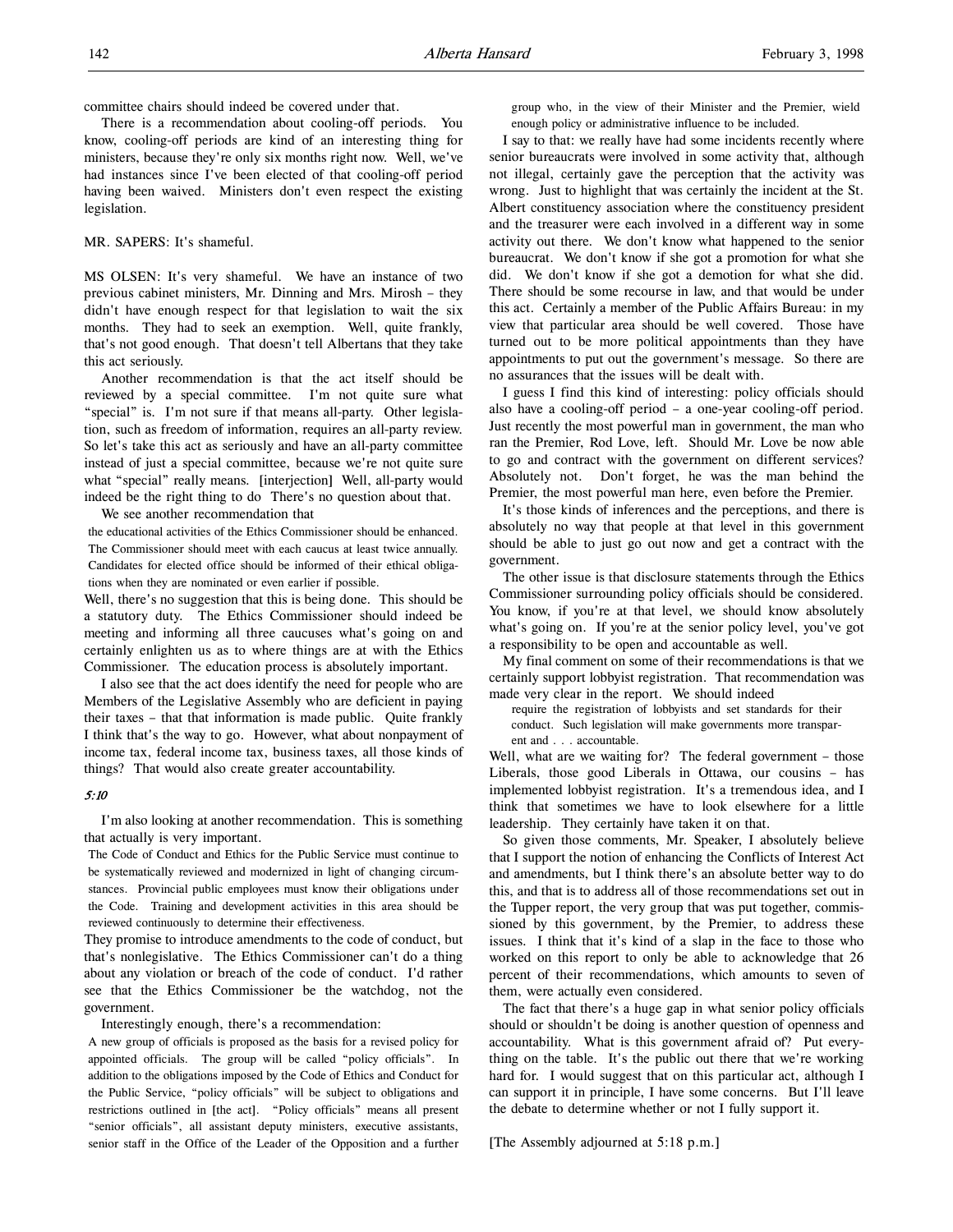committee chairs should indeed be covered under that.

There is a recommendation about cooling-off periods. You know, cooling-off periods are kind of an interesting thing for ministers, because they're only six months right now. Well, we've had instances since I've been elected of that cooling-off period having been waived. Ministers don't even respect the existing legislation.

MR. SAPERS: It's shameful.

MS OLSEN: It's very shameful. We have an instance of two previous cabinet ministers, Mr. Dinning and Mrs. Mirosh – they didn't have enough respect for that legislation to wait the six months. They had to seek an exemption. Well, quite frankly, that's not good enough. That doesn't tell Albertans that they take this act seriously.

Another recommendation is that the act itself should be reviewed by a special committee. I'm not quite sure what "special" is. I'm not sure if that means all-party. Other legislation, such as freedom of information, requires an all-party review. So let's take this act as seriously and have an all-party committee instead of just a special committee, because we're not quite sure what "special" really means. [interjection] Well, all-party would indeed be the right thing to do There's no question about that.

We see another recommendation that

> the educational activities of the Ethics Commissioner should be enhanced. The Commissioner should meet with each caucus at least twice annually. Candidates for elected office should be informed of their ethical obligations when they are nominated or even earlier if possible.

Well, there's no suggestion that this is being done. This should be a statutory duty. The Ethics Commissioner should indeed be meeting and informing all three caucuses what's going on and certainly enlighten us as to where things are at with the Ethics Commissioner. The education process is absolutely important.

I also see that the act does identify the need for people who are Members of the Legislative Assembly who are deficient in paying their taxes – that that information is made public. Quite frankly I think that's the way to go. However, what about nonpayment of income tax, federal income tax, business taxes, all those kinds of things? That would also create greater accountability.

*5:10*

I'm also looking at another recommendation. This is something that actually is very important.

> The Code of Conduct and Ethics for the Public Service must continue to be systematically reviewed and modernized in light of changing circumstances. Provincial public employees must know their obligations under the Code. Training and development activities in this area should be reviewed continuously to determine their effectiveness.

They promise to introduce amendments to the code of conduct, but that's nonlegislative. The Ethics Commissioner can't do a thing about any violation or breach of the code of conduct. I'd rather see that the Ethics Commissioner be the watchdog, not the government.

Interestingly enough, there's a recommendation:

> A new group of officials is proposed as the basis for a revised policy for appointed officials. The group will be called "policy officials". In addition to the obligations imposed by the Code of Ethics and Conduct for the Public Service, "policy officials" will be subject to obligations and restrictions outlined in [the act]. "Policy officials" means all present "senior officials", all assistant deputy ministers, executive assistants, senior staff in the Office of the Leader of the Opposition and a further group who, in the view of their Minister and the Premier, wield enough policy or administrative influence to be included.

I say to that: we really have had some incidents recently where senior bureaucrats were involved in some activity that, although not illegal, certainly gave the perception that the activity was wrong. Just to highlight that was certainly the incident at the St. Albert constituency association where the constituency president and the treasurer were each involved in a different way in some activity out there. We don't know what happened to the senior bureaucrat. We don't know if she got a promotion for what she did. We don't know if she got a demotion for what she did. There should be some recourse in law, and that would be under this act. Certainly a member of the Public Affairs Bureau: in my view that particular area should be well covered. Those have turned out to be more political appointments than they have appointments to put out the government's message. So there are no assurances that the issues will be dealt with.

I guess I find this kind of interesting: policy officials should also have a cooling-off period – a one-year cooling-off period. Just recently the most powerful man in government, the man who ran the Premier, Rod Love, left. Should Mr. Love be now able to go and contract with the government on different services? Absolutely not. Don't forget, he was the man behind the Premier, the most powerful man here, even before the Premier.

It's those kinds of inferences and the perceptions, and there is absolutely no way that people at that level in this government should be able to just go out now and get a contract with the government.

The other issue is that disclosure statements through the Ethics Commissioner surrounding policy officials should be considered. You know, if you're at that level, we should know absolutely what's going on. If you're at the senior policy level, you've got a responsibility to be open and accountable as well.

My final comment on some of their recommendations is that we certainly support lobbyist registration. That recommendation was made very clear in the report. We should indeed

> require the registration of lobbyists and set standards for their conduct. Such legislation will make governments more transparent and . . . accountable.

Well, what are we waiting for? The federal government – those Liberals, those good Liberals in Ottawa, our cousins – has implemented lobbyist registration. It's a tremendous idea, and I think that sometimes we have to look elsewhere for a little leadership. They certainly have taken it on that.

So given those comments, Mr. Speaker, I absolutely believe that I support the notion of enhancing the Conflicts of Interest Act and amendments, but I think there's an absolute better way to do this, and that is to address all of those recommendations set out in the Tupper report, the very group that was put together, commissioned by this government, by the Premier, to address these issues. I think that it's kind of a slap in the face to those who worked on this report to only be able to acknowledge that 26 percent of their recommendations, which amounts to seven of them, were actually even considered.

The fact that there's a huge gap in what senior policy officials should or shouldn't be doing is another question of openness and accountability. What is this government afraid of? Put everything on the table. It's the public out there that we're working hard for. I would suggest that on this particular act, although I can support it in principle, I have some concerns. But I'll leave the debate to determine whether or not I fully support it.

[The Assembly adjourned at 5:18 p.m.]